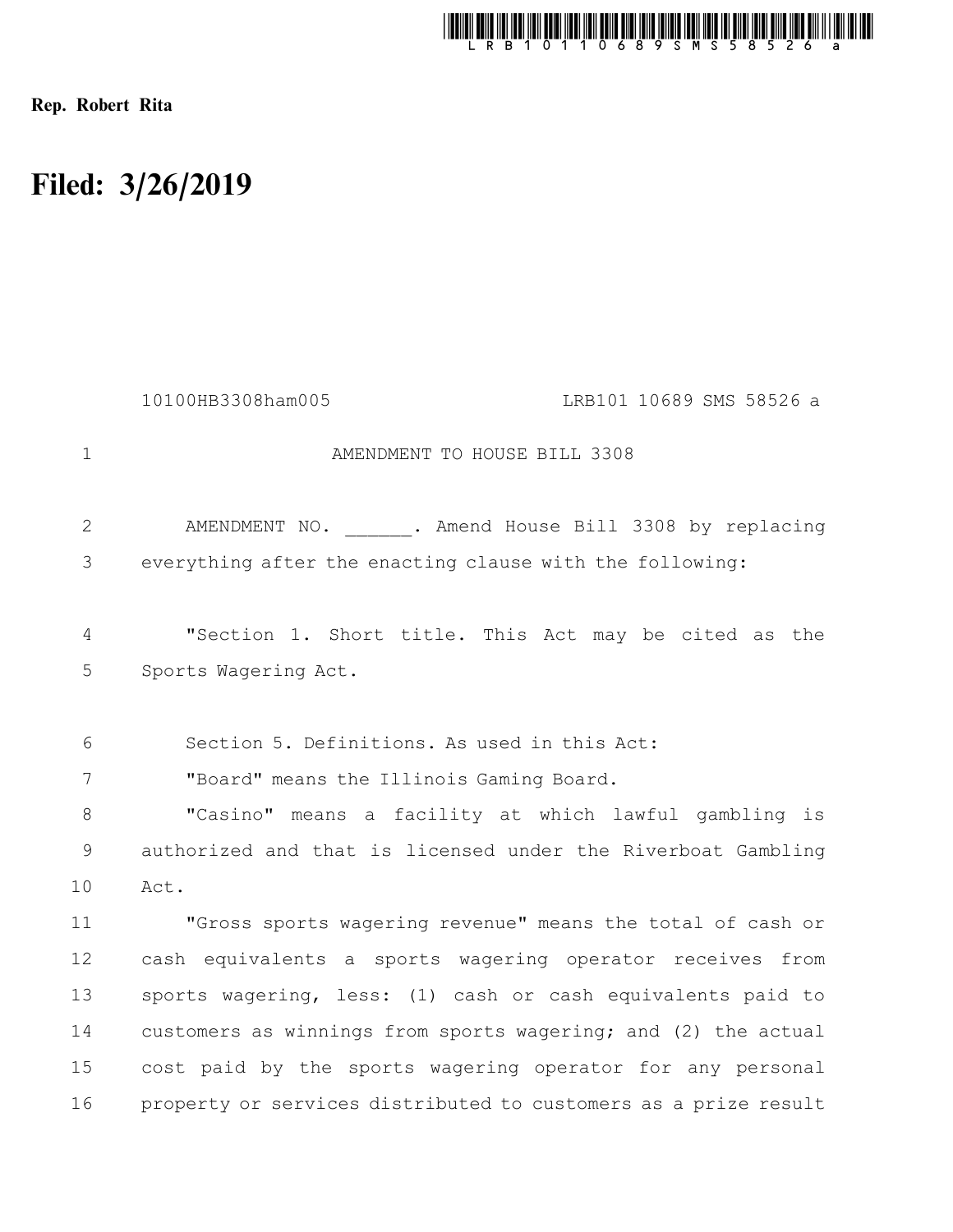Rep. Robert Rita

# Filed: 3/26/2019

10100HB3308ham005 LRB101 10689 SMS 58526 a

AMENDMENT TO HOUSE BILL 3308

AMENDMENT NO. ______. Amend House Bill 3308 by replacing everything after the enacting clause with the following:

"Section 1. Short title. This Act may be cited as the Sports Wagering Act.

Section 5. Definitions. As used in this Act:

"Board" means the Illinois Gaming Board.

"Casino" means a facility at which lawful gambling is authorized and that is licensed under the Riverboat Gambling Act.

"Gross sports wagering revenue" means the total of cash or cash equivalents a sports wagering operator receives from sports wagering, less: (1) cash or cash equivalents paid to customers as winnings from sports wagering; and (2) the actual cost paid by the sports wagering operator for any personal property or services distributed to customers as a prize result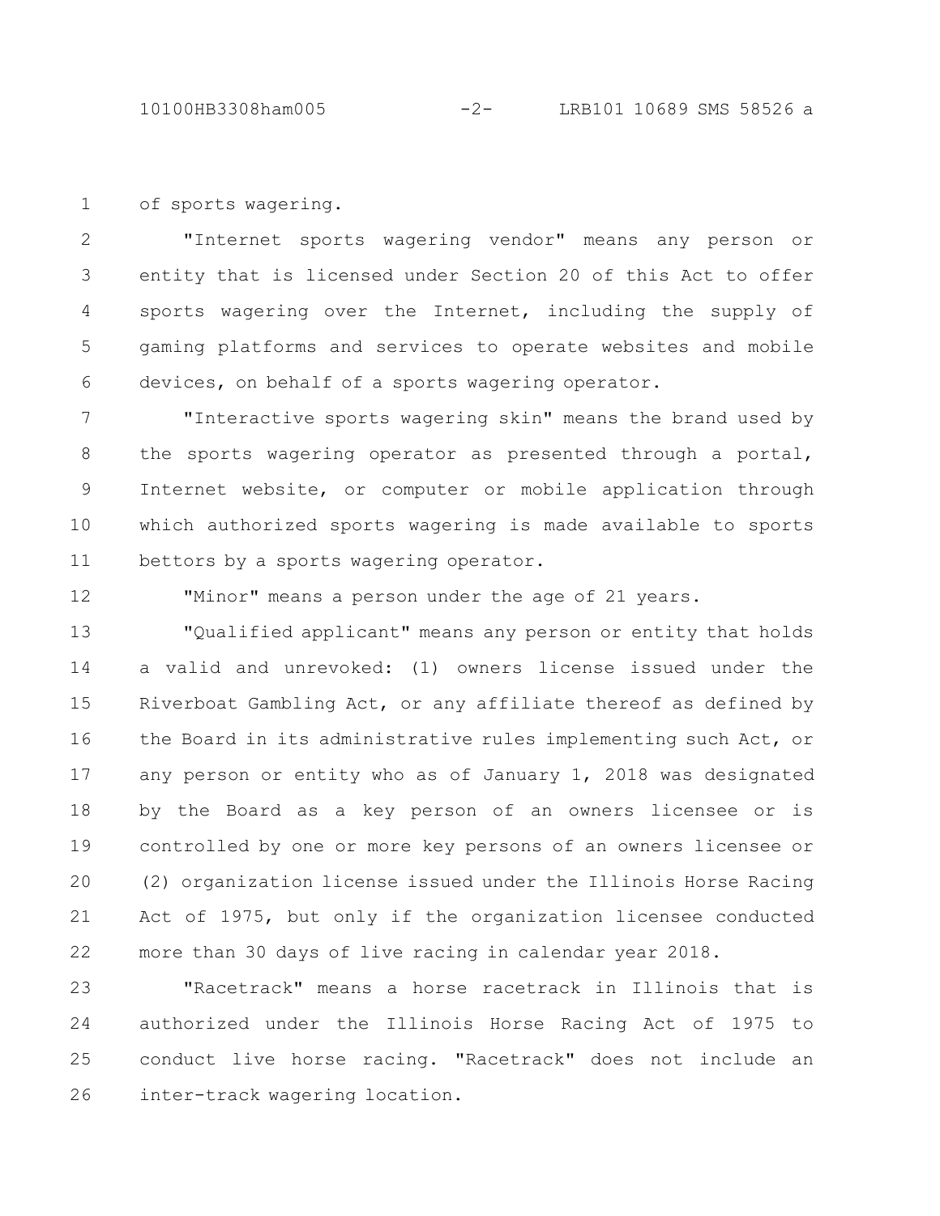of sports wagering.

"Internet sports wagering vendor" means any person or entity that is licensed under Section 20 of this Act to offer sports wagering over the Internet, including the supply of gaming platforms and services to operate websites and mobile devices, on behalf of a sports wagering operator.

"Interactive sports wagering skin" means the brand used by the sports wagering operator as presented through a portal, Internet website, or computer or mobile application through which authorized sports wagering is made available to sports bettors by a sports wagering operator.

"Minor" means a person under the age of 21 years.

"Qualified applicant" means any person or entity that holds a valid and unrevoked: (1) owners license issued under the Riverboat Gambling Act, or any affiliate thereof as defined by the Board in its administrative rules implementing such Act, or any person or entity who as of January 1, 2018 was designated by the Board as a key person of an owners licensee or is controlled by one or more key persons of an owners licensee or (2) organization license issued under the Illinois Horse Racing Act of 1975, but only if the organization licensee conducted more than 30 days of live racing in calendar year 2018.

"Racetrack" means a horse racetrack in Illinois that is authorized under the Illinois Horse Racing Act of 1975 to conduct live horse racing. "Racetrack" does not include an inter-track wagering location.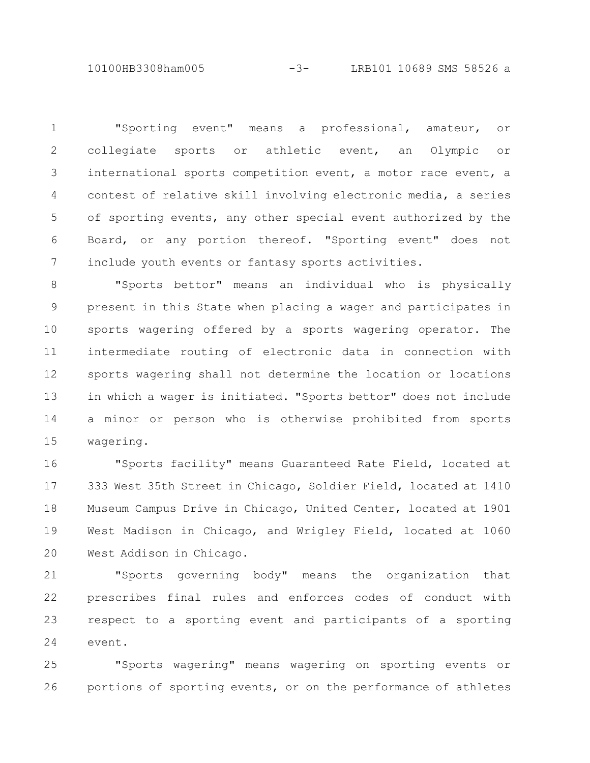"Sporting event" means a professional, amateur, or collegiate sports or athletic event, an Olympic or international sports competition event, a motor race event, a contest of relative skill involving electronic media, a series of sporting events, any other special event authorized by the Board, or any portion thereof. "Sporting event" does not include youth events or fantasy sports activities.

"Sports bettor" means an individual who is physically present in this State when placing a wager and participates in sports wagering offered by a sports wagering operator. The intermediate routing of electronic data in connection with sports wagering shall not determine the location or locations in which a wager is initiated. "Sports bettor" does not include a minor or person who is otherwise prohibited from sports wagering.

"Sports facility" means Guaranteed Rate Field, located at 333 West 35th Street in Chicago, Soldier Field, located at 1410 Museum Campus Drive in Chicago, United Center, located at 1901 West Madison in Chicago, and Wrigley Field, located at 1060 West Addison in Chicago.

"Sports governing body" means the organization that prescribes final rules and enforces codes of conduct with respect to a sporting event and participants of a sporting event.

"Sports wagering" means wagering on sporting events or portions of sporting events, or on the performance of athletes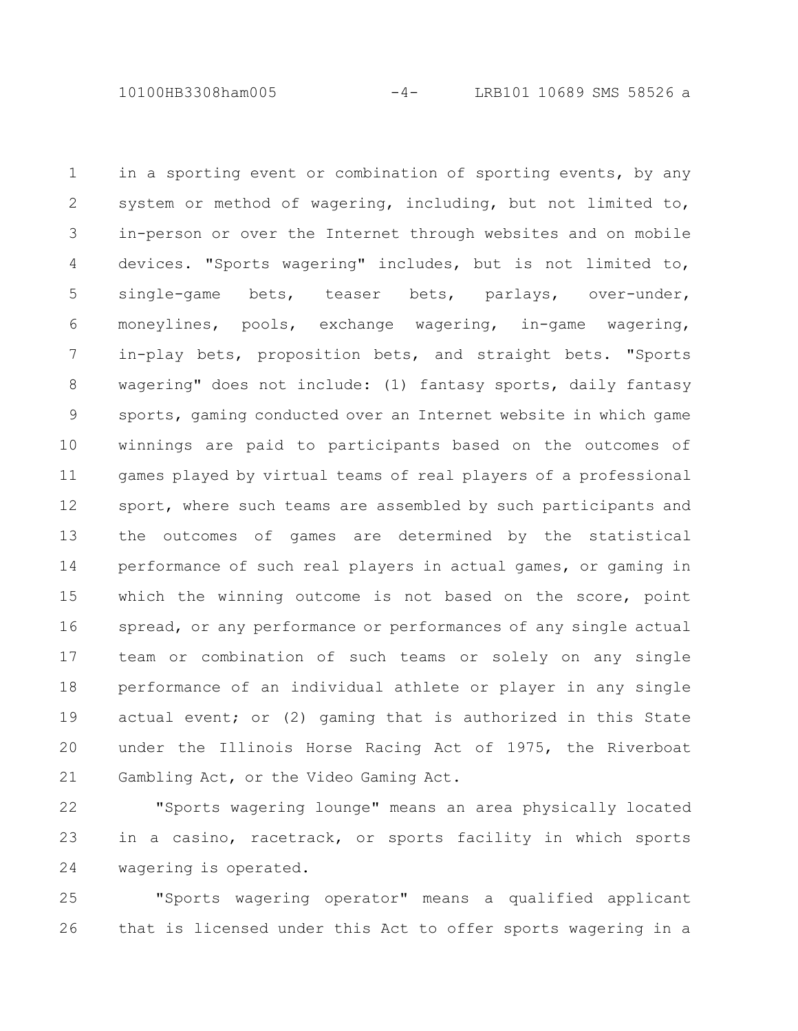in a sporting event or combination of sporting events, by any system or method of wagering, including, but not limited to, in-person or over the Internet through websites and on mobile devices. "Sports wagering" includes, but is not limited to, single-game bets, teaser bets, parlays, over-under, moneylines, pools, exchange wagering, in-game wagering, in-play bets, proposition bets, and straight bets. "Sports wagering" does not include: (1) fantasy sports, daily fantasy sports, gaming conducted over an Internet website in which game winnings are paid to participants based on the outcomes of games played by virtual teams of real players of a professional sport, where such teams are assembled by such participants and the outcomes of games are determined by the statistical performance of such real players in actual games, or gaming in which the winning outcome is not based on the score, point spread, or any performance or performances of any single actual team or combination of such teams or solely on any single performance of an individual athlete or player in any single actual event; or (2) gaming that is authorized in this State under the Illinois Horse Racing Act of 1975, the Riverboat Gambling Act, or the Video Gaming Act.

"Sports wagering lounge" means an area physically located in a casino, racetrack, or sports facility in which sports wagering is operated.

"Sports wagering operator" means a qualified applicant that is licensed under this Act to offer sports wagering in a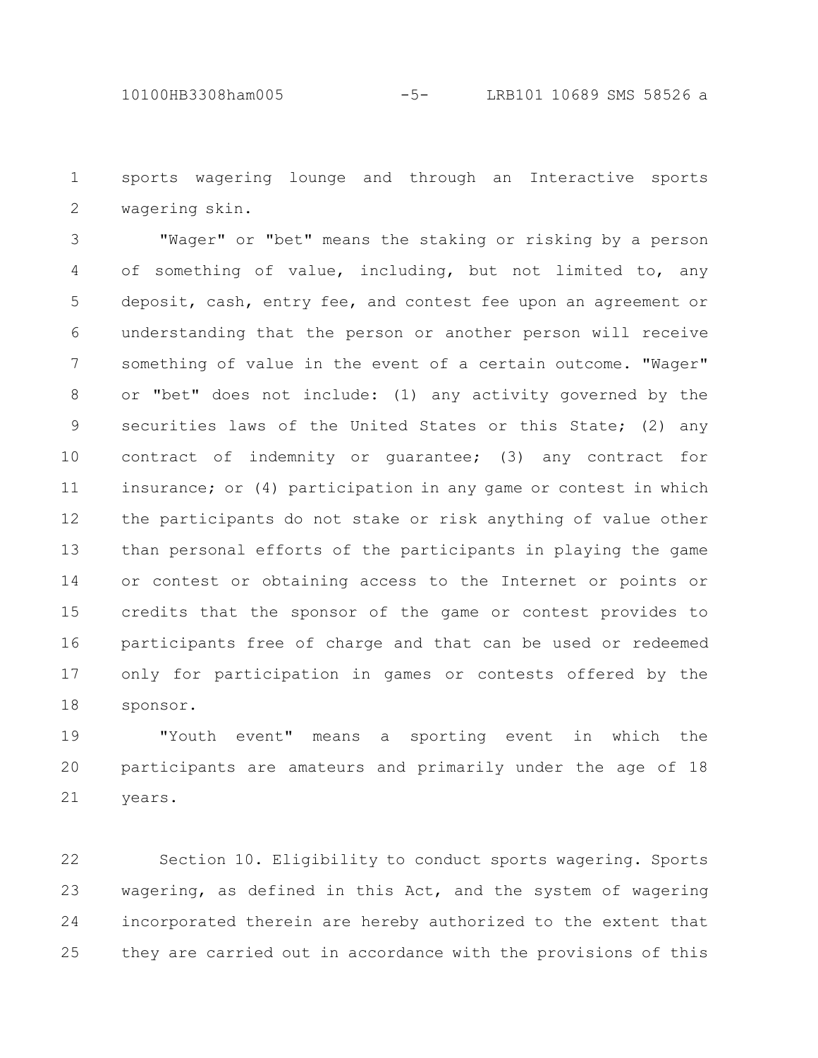sports wagering lounge and through an Interactive sports wagering skin.

"Wager" or "bet" means the staking or risking by a person of something of value, including, but not limited to, any deposit, cash, entry fee, and contest fee upon an agreement or understanding that the person or another person will receive something of value in the event of a certain outcome. "Wager" or "bet" does not include: (1) any activity governed by the securities laws of the United States or this State; (2) any contract of indemnity or guarantee; (3) any contract for insurance; or (4) participation in any game or contest in which the participants do not stake or risk anything of value other than personal efforts of the participants in playing the game or contest or obtaining access to the Internet or points or credits that the sponsor of the game or contest provides to participants free of charge and that can be used or redeemed only for participation in games or contests offered by the sponsor.

"Youth event" means a sporting event in which the participants are amateurs and primarily under the age of 18 years.

Section 10. Eligibility to conduct sports wagering. Sports wagering, as defined in this Act, and the system of wagering incorporated therein are hereby authorized to the extent that they are carried out in accordance with the provisions of this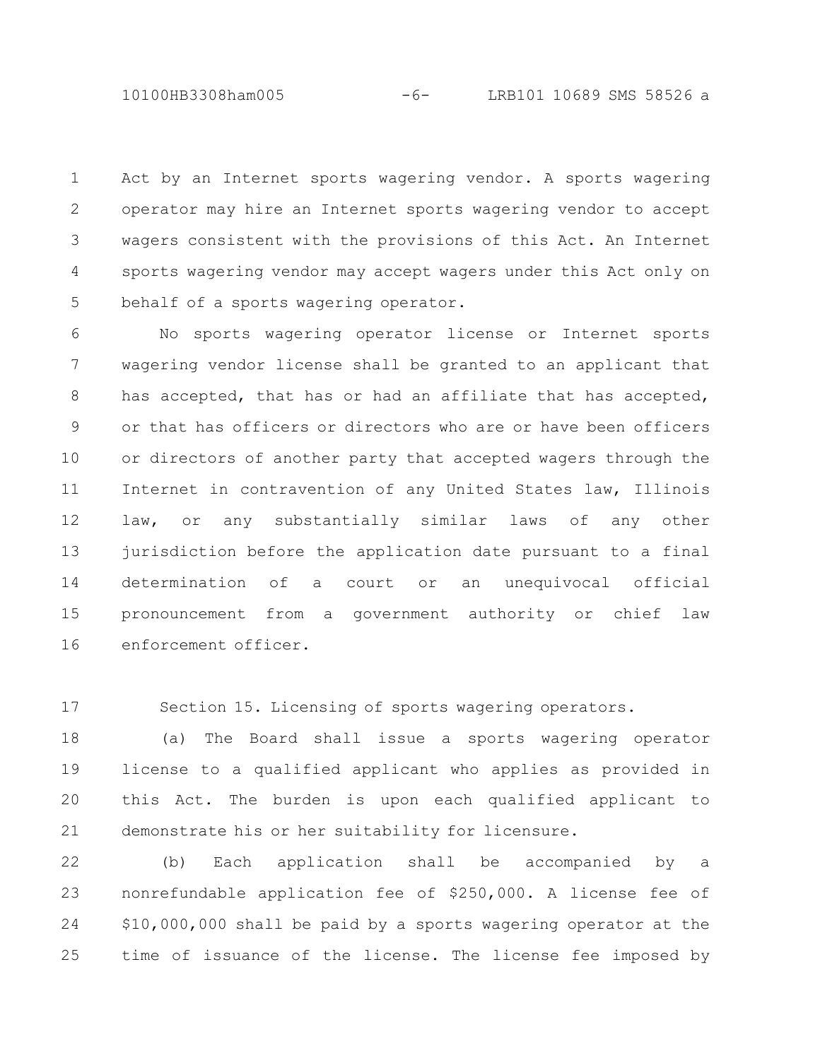Act by an Internet sports wagering vendor. A sports wagering operator may hire an Internet sports wagering vendor to accept wagers consistent with the provisions of this Act. An Internet sports wagering vendor may accept wagers under this Act only on behalf of a sports wagering operator.

No sports wagering operator license or Internet sports wagering vendor license shall be granted to an applicant that has accepted, that has or had an affiliate that has accepted, or that has officers or directors who are or have been officers or directors of another party that accepted wagers through the Internet in contravention of any United States law, Illinois law, or any substantially similar laws of any other jurisdiction before the application date pursuant to a final determination of a court or an unequivocal official pronouncement from a government authority or chief law enforcement officer.

Section 15. Licensing of sports wagering operators.

(a) The Board shall issue a sports wagering operator license to a qualified applicant who applies as provided in this Act. The burden is upon each qualified applicant to demonstrate his or her suitability for licensure.

(b) Each application shall be accompanied by a nonrefundable application fee of $250,000. A license fee of $10,000,000 shall be paid by a sports wagering operator at the time of issuance of the license. The license fee imposed by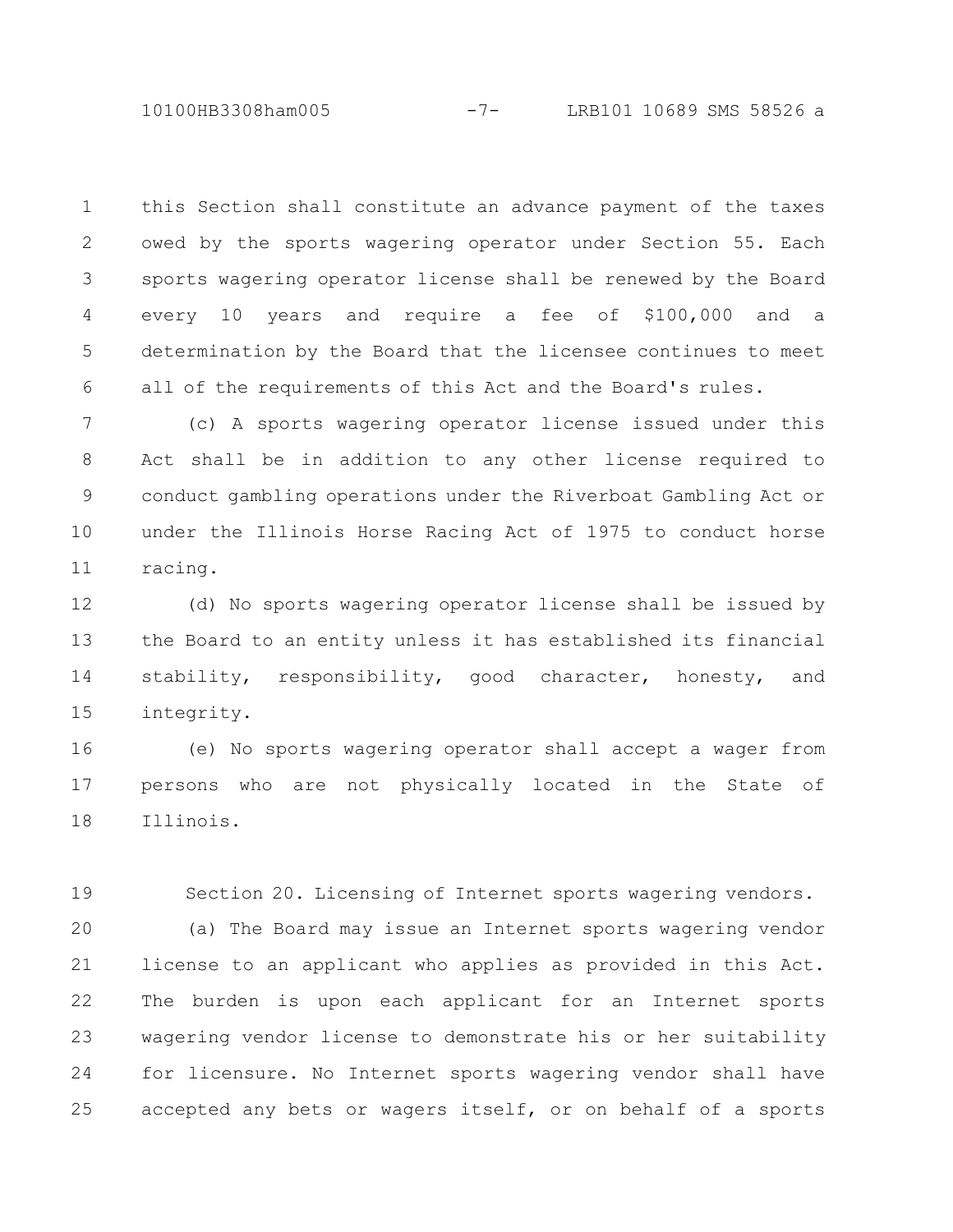this Section shall constitute an advance payment of the taxes owed by the sports wagering operator under Section 55. Each sports wagering operator license shall be renewed by the Board every 10 years and require a fee of $100,000 and a determination by the Board that the licensee continues to meet all of the requirements of this Act and the Board's rules.

(c) A sports wagering operator license issued under this Act shall be in addition to any other license required to conduct gambling operations under the Riverboat Gambling Act or under the Illinois Horse Racing Act of 1975 to conduct horse racing.

(d) No sports wagering operator license shall be issued by the Board to an entity unless it has established its financial stability, responsibility, good character, honesty, and integrity.

(e) No sports wagering operator shall accept a wager from persons who are not physically located in the State of Illinois.

Section 20. Licensing of Internet sports wagering vendors.

(a) The Board may issue an Internet sports wagering vendor license to an applicant who applies as provided in this Act. The burden is upon each applicant for an Internet sports wagering vendor license to demonstrate his or her suitability for licensure. No Internet sports wagering vendor shall have accepted any bets or wagers itself, or on behalf of a sports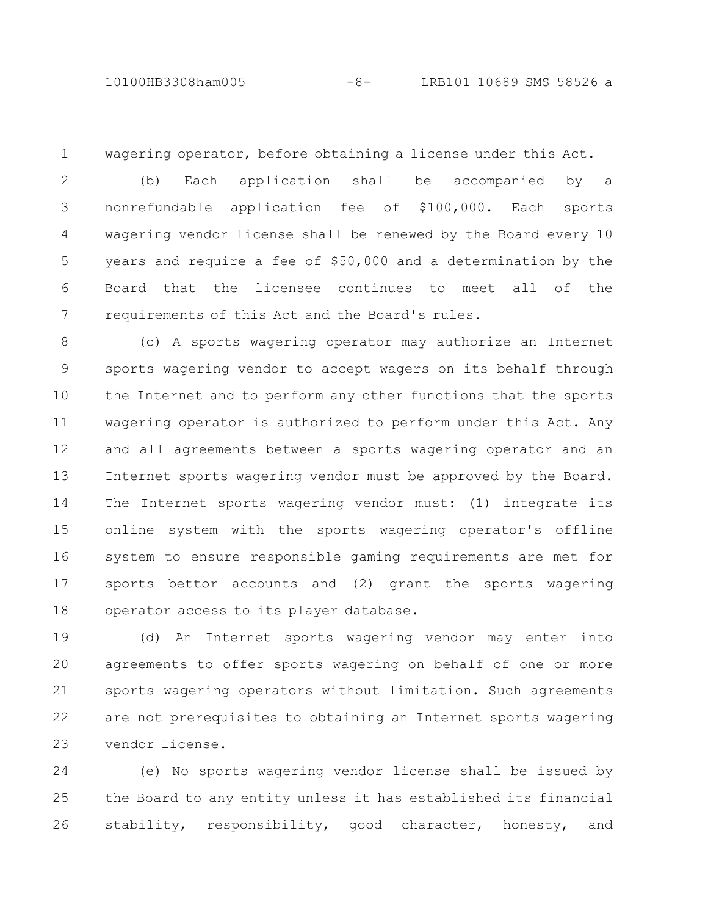wagering operator, before obtaining a license under this Act.

(b) Each application shall be accompanied by a nonrefundable application fee of $100,000. Each sports wagering vendor license shall be renewed by the Board every 10 years and require a fee of $50,000 and a determination by the Board that the licensee continues to meet all of the requirements of this Act and the Board's rules.

(c) A sports wagering operator may authorize an Internet sports wagering vendor to accept wagers on its behalf through the Internet and to perform any other functions that the sports wagering operator is authorized to perform under this Act. Any and all agreements between a sports wagering operator and an Internet sports wagering vendor must be approved by the Board. The Internet sports wagering vendor must: (1) integrate its online system with the sports wagering operator's offline system to ensure responsible gaming requirements are met for sports bettor accounts and (2) grant the sports wagering operator access to its player database.

(d) An Internet sports wagering vendor may enter into agreements to offer sports wagering on behalf of one or more sports wagering operators without limitation. Such agreements are not prerequisites to obtaining an Internet sports wagering vendor license.

(e) No sports wagering vendor license shall be issued by the Board to any entity unless it has established its financial stability, responsibility, good character, honesty, and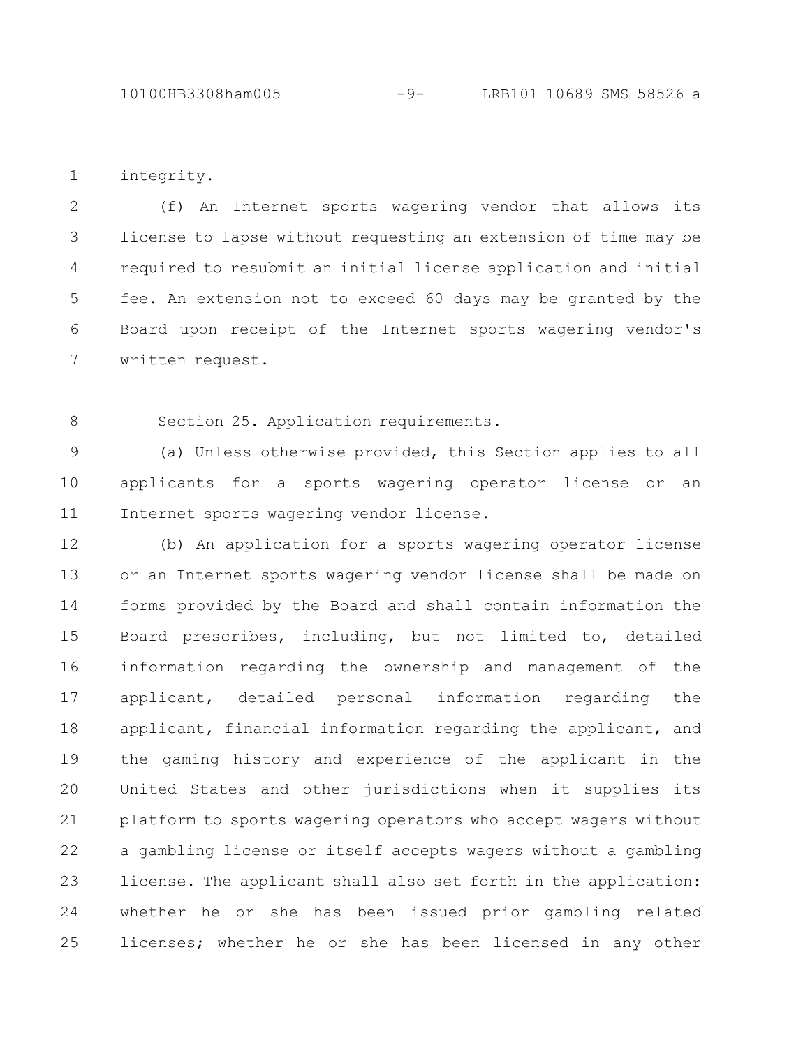integrity.

(f) An Internet sports wagering vendor that allows its license to lapse without requesting an extension of time may be required to resubmit an initial license application and initial fee. An extension not to exceed 60 days may be granted by the Board upon receipt of the Internet sports wagering vendor's written request.

Section 25. Application requirements.

(a) Unless otherwise provided, this Section applies to all applicants for a sports wagering operator license or an Internet sports wagering vendor license.

(b) An application for a sports wagering operator license or an Internet sports wagering vendor license shall be made on forms provided by the Board and shall contain information the Board prescribes, including, but not limited to, detailed information regarding the ownership and management of the applicant, detailed personal information regarding the applicant, financial information regarding the applicant, and the gaming history and experience of the applicant in the United States and other jurisdictions when it supplies its platform to sports wagering operators who accept wagers without a gambling license or itself accepts wagers without a gambling license. The applicant shall also set forth in the application: whether he or she has been issued prior gambling related licenses; whether he or she has been licensed in any other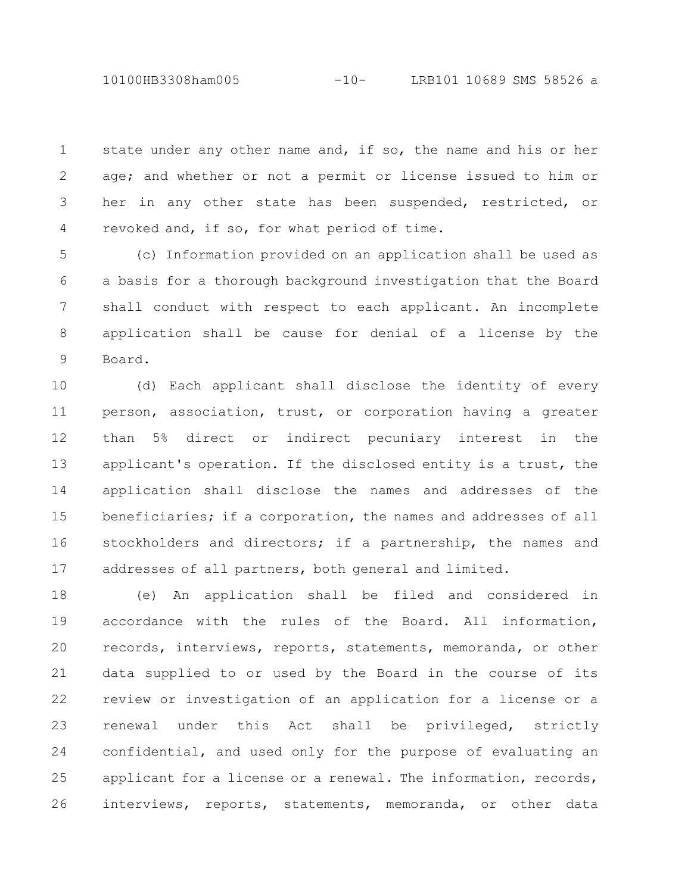state under any other name and, if so, the name and his or her age; and whether or not a permit or license issued to him or her in any other state has been suspended, restricted, or revoked and, if so, for what period of time.

(c) Information provided on an application shall be used as a basis for a thorough background investigation that the Board shall conduct with respect to each applicant. An incomplete application shall be cause for denial of a license by the Board.

(d) Each applicant shall disclose the identity of every person, association, trust, or corporation having a greater than 5% direct or indirect pecuniary interest in the applicant's operation. If the disclosed entity is a trust, the application shall disclose the names and addresses of the beneficiaries; if a corporation, the names and addresses of all stockholders and directors; if a partnership, the names and addresses of all partners, both general and limited.

(e) An application shall be filed and considered in accordance with the rules of the Board. All information, records, interviews, reports, statements, memoranda, or other data supplied to or used by the Board in the course of its review or investigation of an application for a license or a renewal under this Act shall be privileged, strictly confidential, and used only for the purpose of evaluating an applicant for a license or a renewal. The information, records, interviews, reports, statements, memoranda, or other data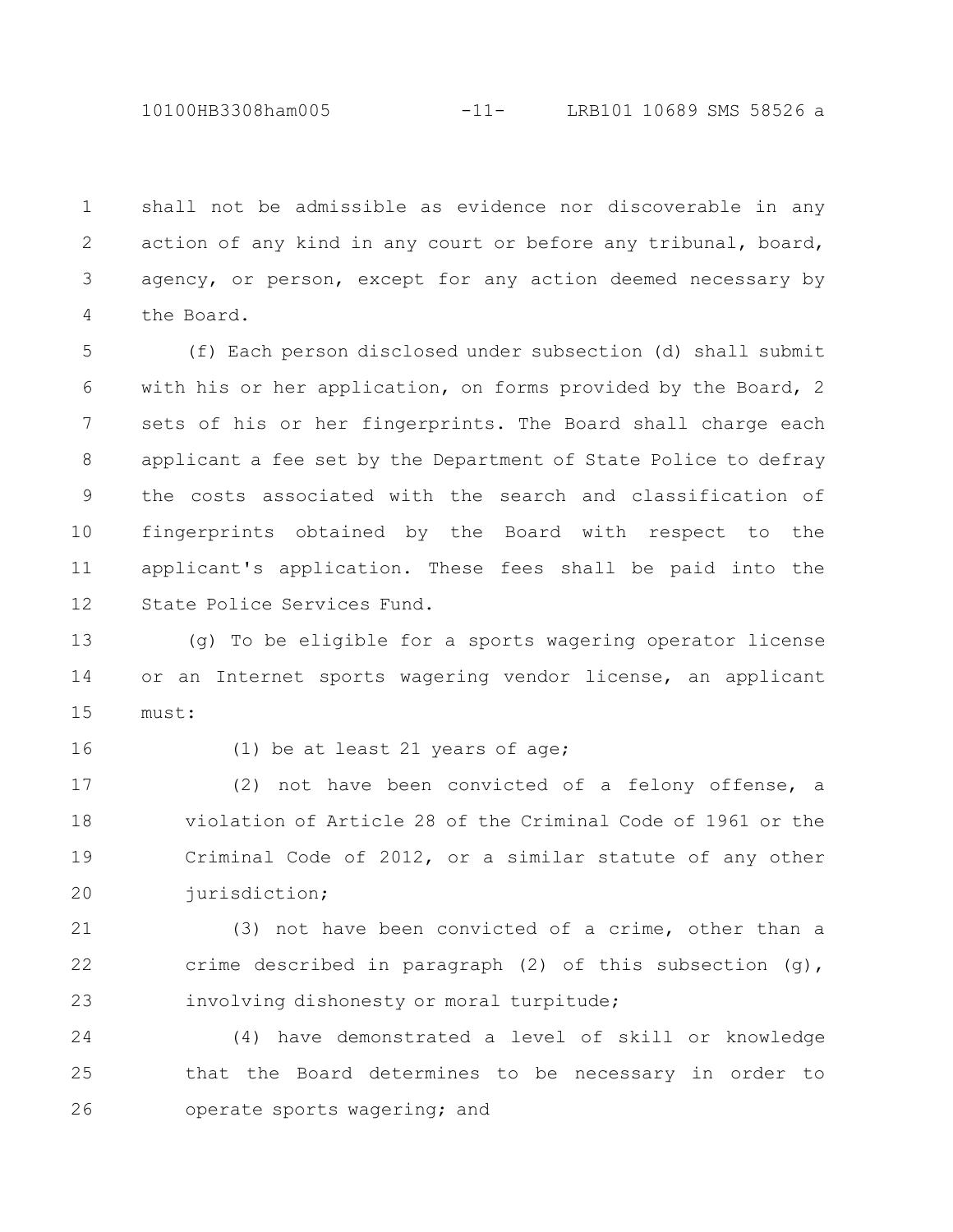shall not be admissible as evidence nor discoverable in any action of any kind in any court or before any tribunal, board, agency, or person, except for any action deemed necessary by the Board.

(f) Each person disclosed under subsection (d) shall submit with his or her application, on forms provided by the Board, 2 sets of his or her fingerprints. The Board shall charge each applicant a fee set by the Department of State Police to defray the costs associated with the search and classification of fingerprints obtained by the Board with respect to the applicant's application. These fees shall be paid into the State Police Services Fund.

(g) To be eligible for a sports wagering operator license or an Internet sports wagering vendor license, an applicant must:

(1) be at least 21 years of age;

(2) not have been convicted of a felony offense, a violation of Article 28 of the Criminal Code of 1961 or the Criminal Code of 2012, or a similar statute of any other jurisdiction;

(3) not have been convicted of a crime, other than a crime described in paragraph (2) of this subsection (g), involving dishonesty or moral turpitude;

(4) have demonstrated a level of skill or knowledge that the Board determines to be necessary in order to operate sports wagering; and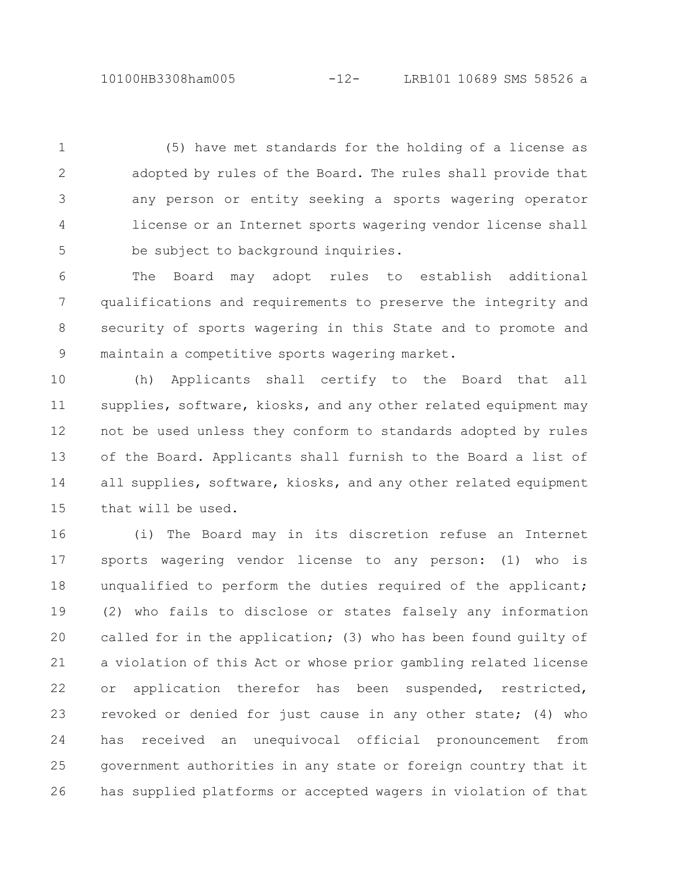(5) have met standards for the holding of a license as adopted by rules of the Board. The rules shall provide that any person or entity seeking a sports wagering operator license or an Internet sports wagering vendor license shall be subject to background inquiries.

The Board may adopt rules to establish additional qualifications and requirements to preserve the integrity and security of sports wagering in this State and to promote and maintain a competitive sports wagering market.

(h) Applicants shall certify to the Board that all supplies, software, kiosks, and any other related equipment may not be used unless they conform to standards adopted by rules of the Board. Applicants shall furnish to the Board a list of all supplies, software, kiosks, and any other related equipment that will be used.

(i) The Board may in its discretion refuse an Internet sports wagering vendor license to any person: (1) who is unqualified to perform the duties required of the applicant; (2) who fails to disclose or states falsely any information called for in the application; (3) who has been found guilty of a violation of this Act or whose prior gambling related license or application therefor has been suspended, restricted, revoked or denied for just cause in any other state; (4) who has received an unequivocal official pronouncement from government authorities in any state or foreign country that it has supplied platforms or accepted wagers in violation of that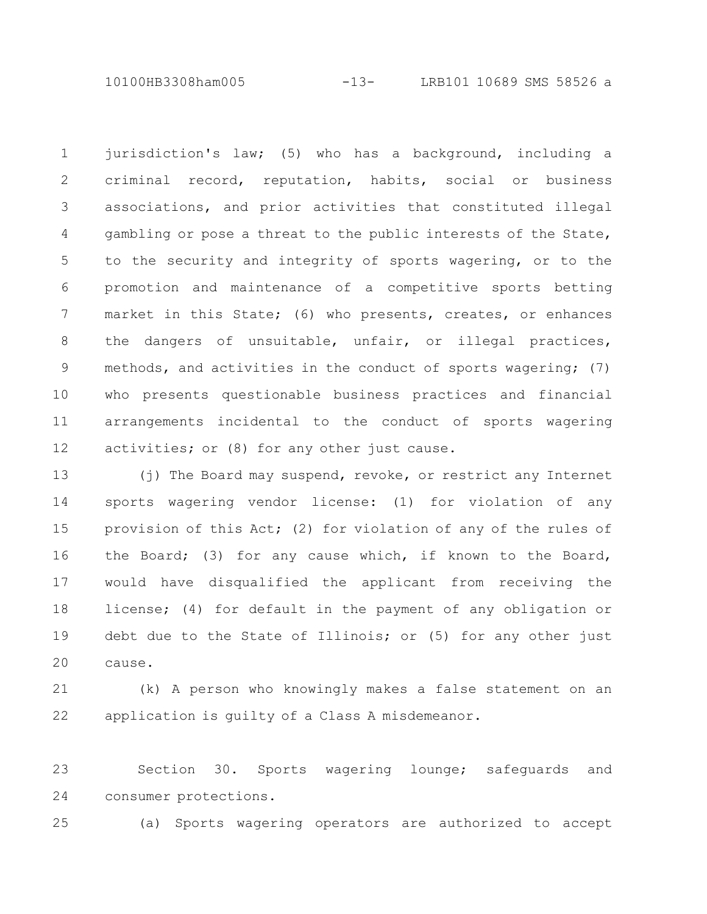jurisdiction's law; (5) who has a background, including a criminal record, reputation, habits, social or business associations, and prior activities that constituted illegal gambling or pose a threat to the public interests of the State, to the security and integrity of sports wagering, or to the promotion and maintenance of a competitive sports betting market in this State; (6) who presents, creates, or enhances the dangers of unsuitable, unfair, or illegal practices, methods, and activities in the conduct of sports wagering; (7) who presents questionable business practices and financial arrangements incidental to the conduct of sports wagering activities; or (8) for any other just cause.

(j) The Board may suspend, revoke, or restrict any Internet sports wagering vendor license: (1) for violation of any provision of this Act; (2) for violation of any of the rules of the Board; (3) for any cause which, if known to the Board, would have disqualified the applicant from receiving the license; (4) for default in the payment of any obligation or debt due to the State of Illinois; or (5) for any other just cause.

(k) A person who knowingly makes a false statement on an application is guilty of a Class A misdemeanor.

Section 30. Sports wagering lounge; safeguards and consumer protections.

(a) Sports wagering operators are authorized to accept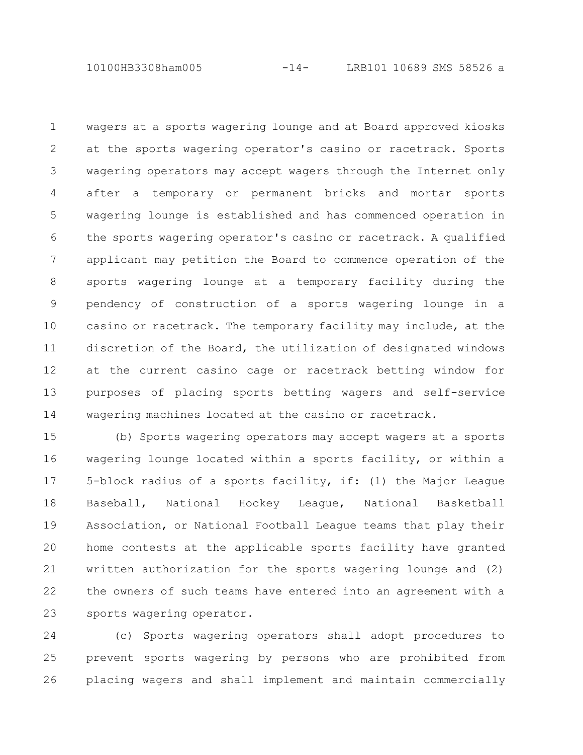wagers at a sports wagering lounge and at Board approved kiosks at the sports wagering operator's casino or racetrack. Sports wagering operators may accept wagers through the Internet only after a temporary or permanent bricks and mortar sports wagering lounge is established and has commenced operation in the sports wagering operator's casino or racetrack. A qualified applicant may petition the Board to commence operation of the sports wagering lounge at a temporary facility during the pendency of construction of a sports wagering lounge in a casino or racetrack. The temporary facility may include, at the discretion of the Board, the utilization of designated windows at the current casino cage or racetrack betting window for purposes of placing sports betting wagers and self-service wagering machines located at the casino or racetrack.

(b) Sports wagering operators may accept wagers at a sports wagering lounge located within a sports facility, or within a 5-block radius of a sports facility, if: (1) the Major League Baseball, National Hockey League, National Basketball Association, or National Football League teams that play their home contests at the applicable sports facility have granted written authorization for the sports wagering lounge and (2) the owners of such teams have entered into an agreement with a sports wagering operator.

(c) Sports wagering operators shall adopt procedures to prevent sports wagering by persons who are prohibited from placing wagers and shall implement and maintain commercially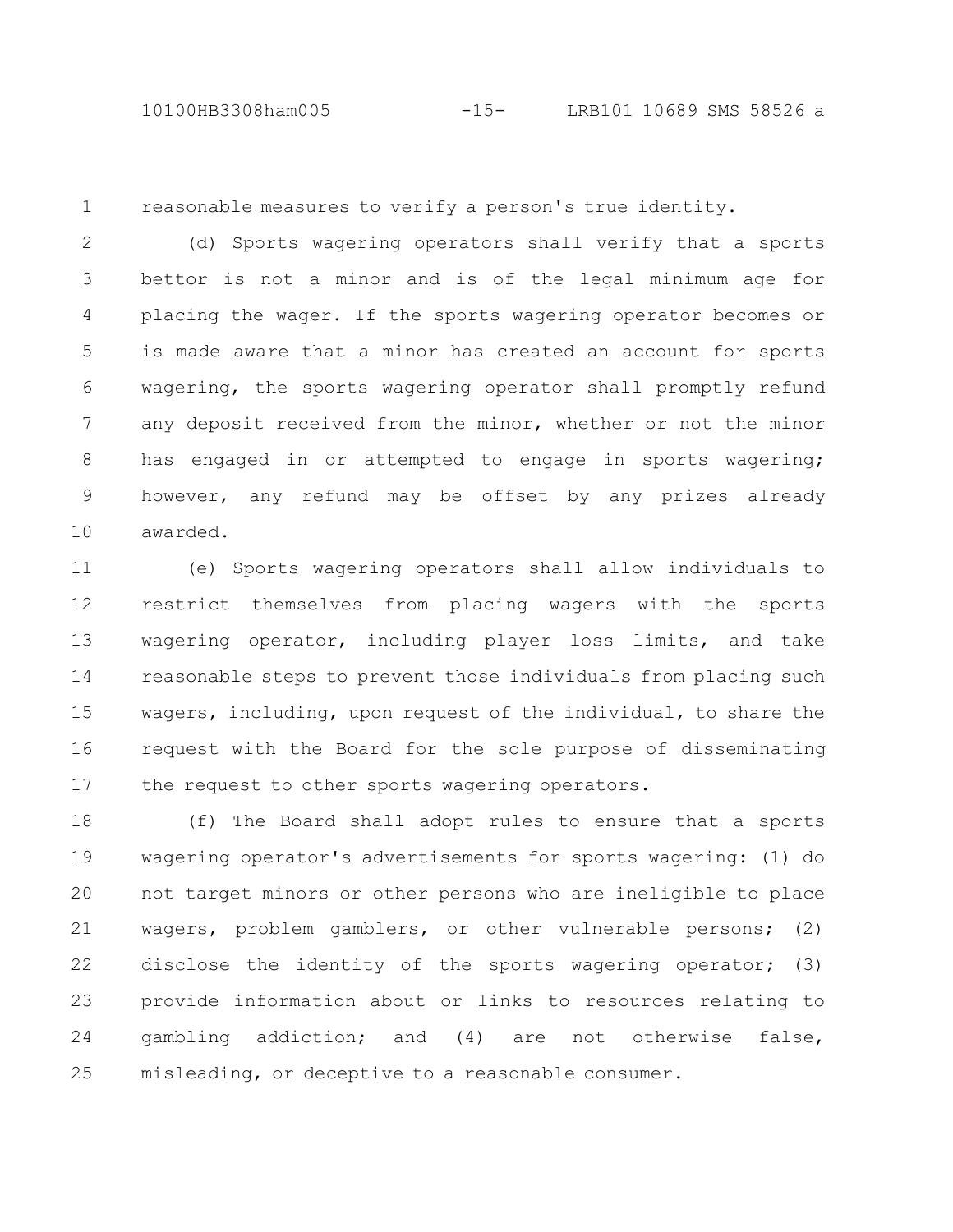reasonable measures to verify a person's true identity.

(d) Sports wagering operators shall verify that a sports bettor is not a minor and is of the legal minimum age for placing the wager. If the sports wagering operator becomes or is made aware that a minor has created an account for sports wagering, the sports wagering operator shall promptly refund any deposit received from the minor, whether or not the minor has engaged in or attempted to engage in sports wagering; however, any refund may be offset by any prizes already awarded.

(e) Sports wagering operators shall allow individuals to restrict themselves from placing wagers with the sports wagering operator, including player loss limits, and take reasonable steps to prevent those individuals from placing such wagers, including, upon request of the individual, to share the request with the Board for the sole purpose of disseminating the request to other sports wagering operators.

(f) The Board shall adopt rules to ensure that a sports wagering operator's advertisements for sports wagering: (1) do not target minors or other persons who are ineligible to place wagers, problem gamblers, or other vulnerable persons; (2) disclose the identity of the sports wagering operator; (3) provide information about or links to resources relating to gambling addiction; and (4) are not otherwise false, misleading, or deceptive to a reasonable consumer.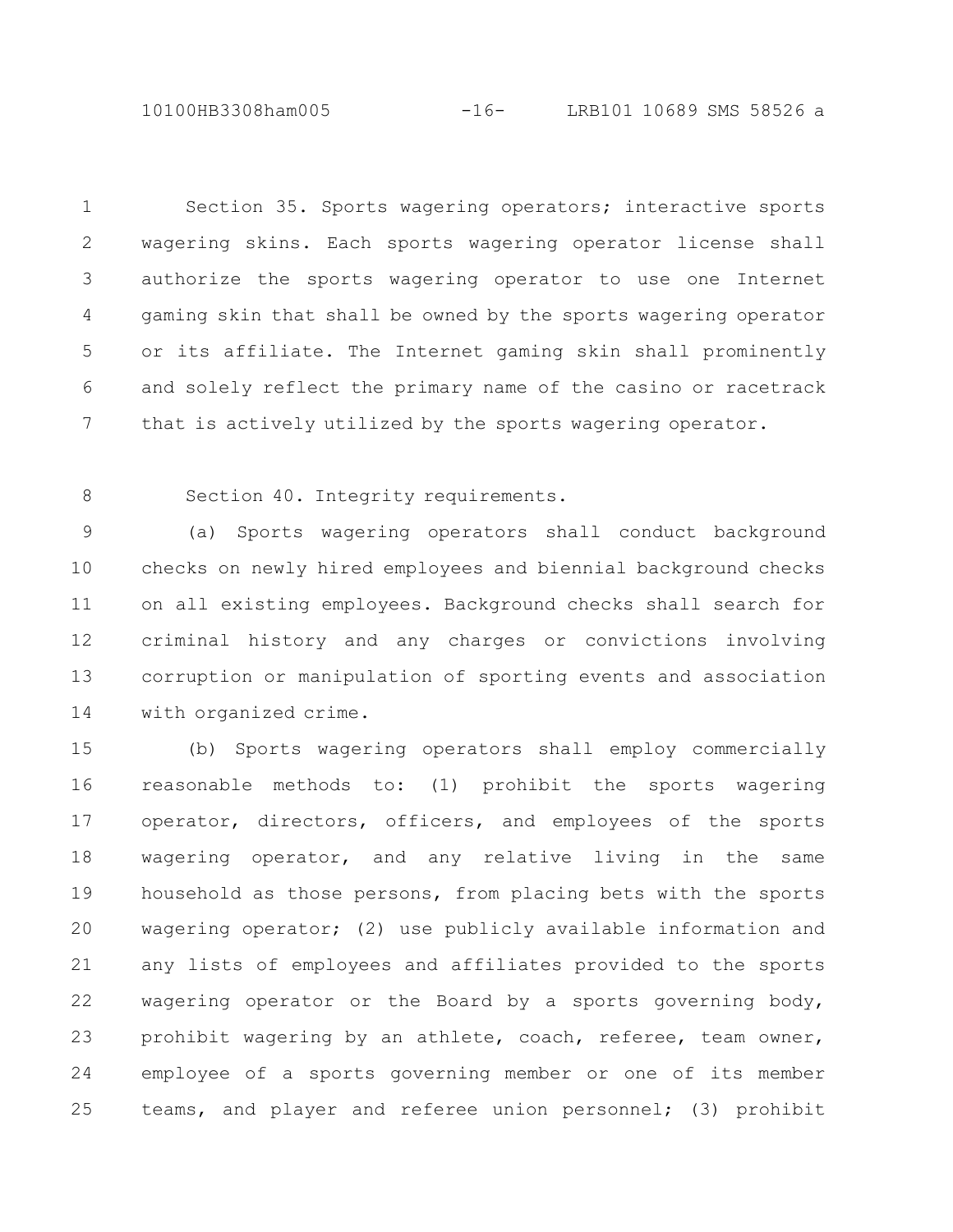Section 35. Sports wagering operators; interactive sports wagering skins. Each sports wagering operator license shall authorize the sports wagering operator to use one Internet gaming skin that shall be owned by the sports wagering operator or its affiliate. The Internet gaming skin shall prominently and solely reflect the primary name of the casino or racetrack that is actively utilized by the sports wagering operator.

Section 40. Integrity requirements.

(a) Sports wagering operators shall conduct background checks on newly hired employees and biennial background checks on all existing employees. Background checks shall search for criminal history and any charges or convictions involving corruption or manipulation of sporting events and association with organized crime.

(b) Sports wagering operators shall employ commercially reasonable methods to: (1) prohibit the sports wagering operator, directors, officers, and employees of the sports wagering operator, and any relative living in the same household as those persons, from placing bets with the sports wagering operator; (2) use publicly available information and any lists of employees and affiliates provided to the sports wagering operator or the Board by a sports governing body, prohibit wagering by an athlete, coach, referee, team owner, employee of a sports governing member or one of its member teams, and player and referee union personnel; (3) prohibit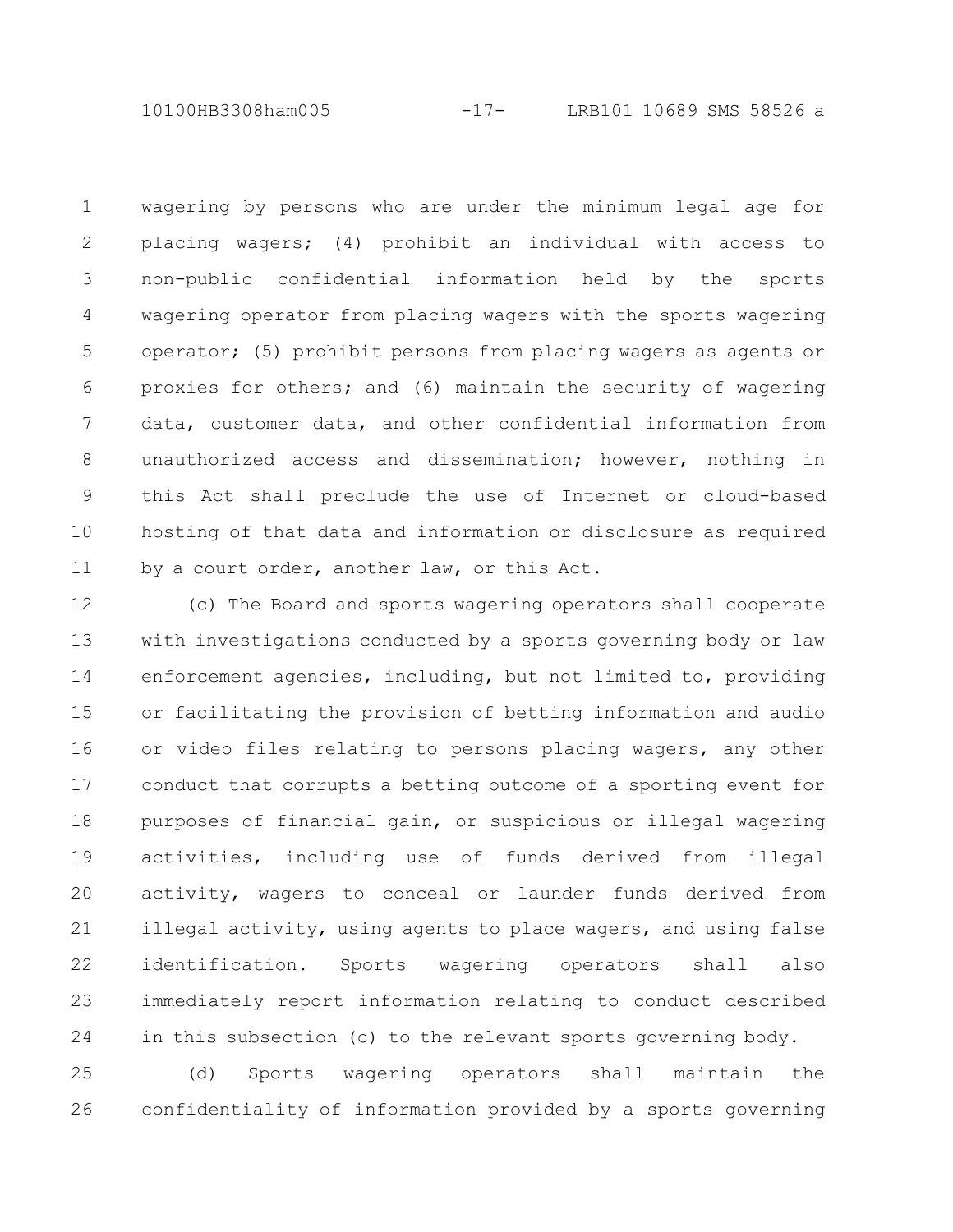wagering by persons who are under the minimum legal age for placing wagers; (4) prohibit an individual with access to non-public confidential information held by the sports wagering operator from placing wagers with the sports wagering operator; (5) prohibit persons from placing wagers as agents or proxies for others; and (6) maintain the security of wagering data, customer data, and other confidential information from unauthorized access and dissemination; however, nothing in this Act shall preclude the use of Internet or cloud-based hosting of that data and information or disclosure as required by a court order, another law, or this Act.

(c) The Board and sports wagering operators shall cooperate with investigations conducted by a sports governing body or law enforcement agencies, including, but not limited to, providing or facilitating the provision of betting information and audio or video files relating to persons placing wagers, any other conduct that corrupts a betting outcome of a sporting event for purposes of financial gain, or suspicious or illegal wagering activities, including use of funds derived from illegal activity, wagers to conceal or launder funds derived from illegal activity, using agents to place wagers, and using false identification. Sports wagering operators shall also immediately report information relating to conduct described in this subsection (c) to the relevant sports governing body.

(d) Sports wagering operators shall maintain the confidentiality of information provided by a sports governing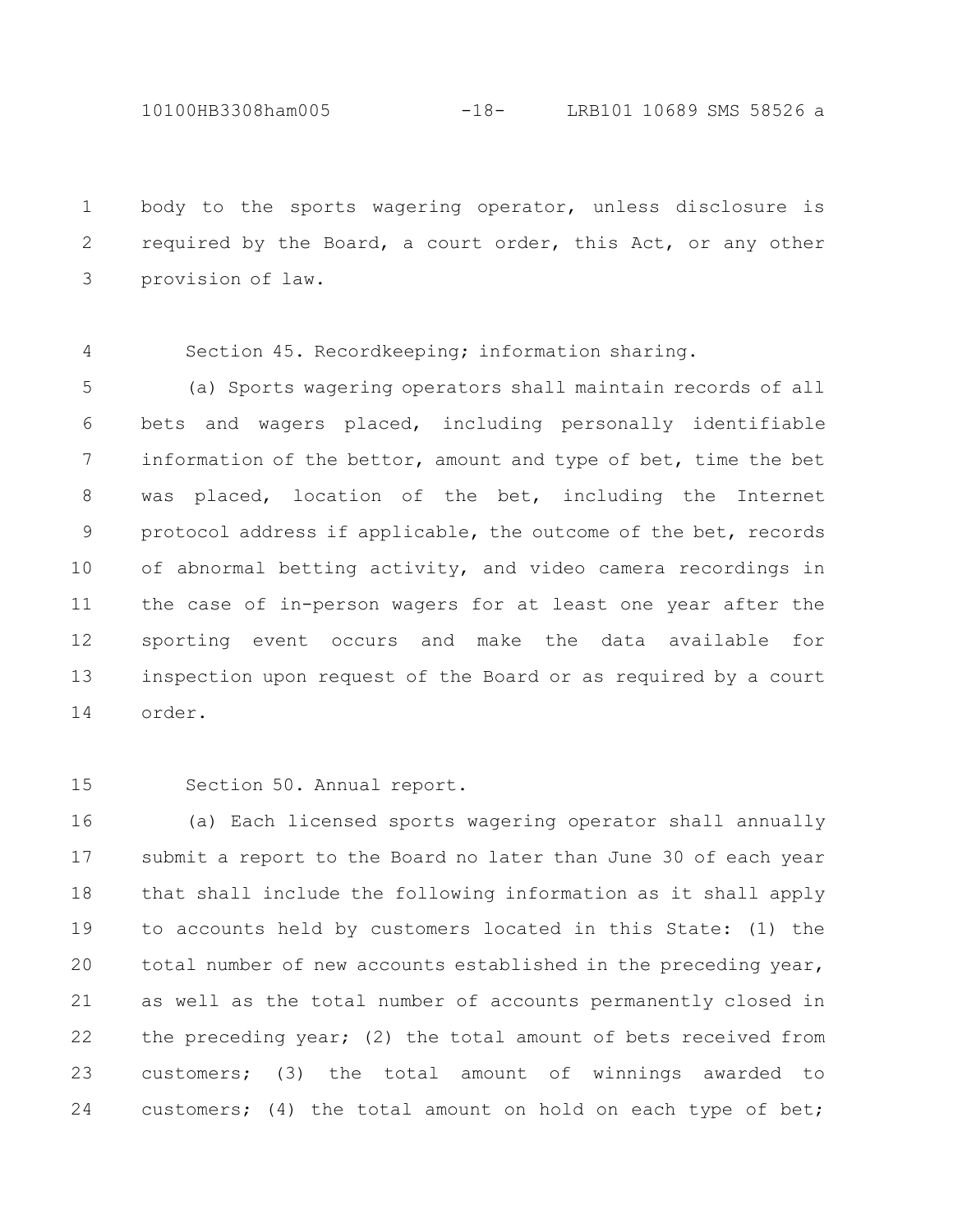body to the sports wagering operator, unless disclosure is required by the Board, a court order, this Act, or any other provision of law.

Section 45. Recordkeeping; information sharing.

(a) Sports wagering operators shall maintain records of all bets and wagers placed, including personally identifiable information of the bettor, amount and type of bet, time the bet was placed, location of the bet, including the Internet protocol address if applicable, the outcome of the bet, records of abnormal betting activity, and video camera recordings in the case of in-person wagers for at least one year after the sporting event occurs and make the data available for inspection upon request of the Board or as required by a court order.

Section 50. Annual report.

(a) Each licensed sports wagering operator shall annually submit a report to the Board no later than June 30 of each year that shall include the following information as it shall apply to accounts held by customers located in this State: (1) the total number of new accounts established in the preceding year, as well as the total number of accounts permanently closed in the preceding year; (2) the total amount of bets received from customers; (3) the total amount of winnings awarded to customers; (4) the total amount on hold on each type of bet;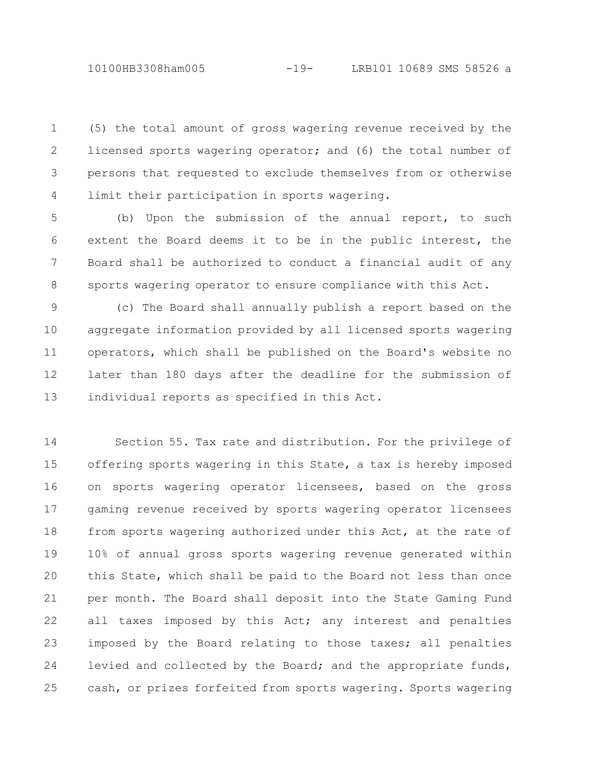(5) the total amount of gross wagering revenue received by the licensed sports wagering operator; and (6) the total number of persons that requested to exclude themselves from or otherwise limit their participation in sports wagering.

(b) Upon the submission of the annual report, to such extent the Board deems it to be in the public interest, the Board shall be authorized to conduct a financial audit of any sports wagering operator to ensure compliance with this Act.

(c) The Board shall annually publish a report based on the aggregate information provided by all licensed sports wagering operators, which shall be published on the Board's website no later than 180 days after the deadline for the submission of individual reports as specified in this Act.

Section 55. Tax rate and distribution. For the privilege of offering sports wagering in this State, a tax is hereby imposed on sports wagering operator licensees, based on the gross gaming revenue received by sports wagering operator licensees from sports wagering authorized under this Act, at the rate of 10% of annual gross sports wagering revenue generated within this State, which shall be paid to the Board not less than once per month. The Board shall deposit into the State Gaming Fund all taxes imposed by this Act; any interest and penalties imposed by the Board relating to those taxes; all penalties levied and collected by the Board; and the appropriate funds, cash, or prizes forfeited from sports wagering. Sports wagering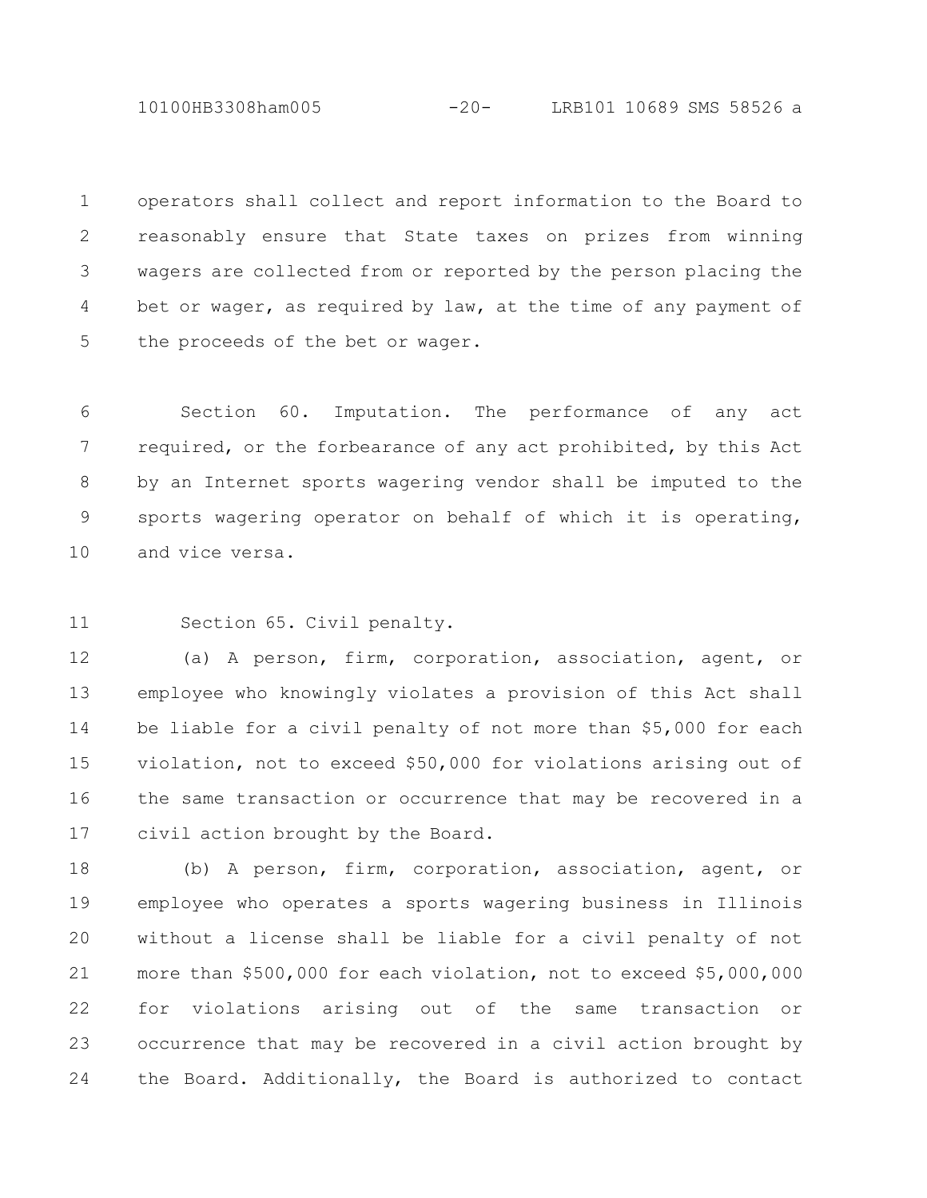operators shall collect and report information to the Board to reasonably ensure that State taxes on prizes from winning wagers are collected from or reported by the person placing the bet or wager, as required by law, at the time of any payment of the proceeds of the bet or wager.

Section 60. Imputation. The performance of any act required, or the forbearance of any act prohibited, by this Act by an Internet sports wagering vendor shall be imputed to the sports wagering operator on behalf of which it is operating, and vice versa.

Section 65. Civil penalty.

(a) A person, firm, corporation, association, agent, or employee who knowingly violates a provision of this Act shall be liable for a civil penalty of not more than $5,000 for each violation, not to exceed $50,000 for violations arising out of the same transaction or occurrence that may be recovered in a civil action brought by the Board.

(b) A person, firm, corporation, association, agent, or employee who operates a sports wagering business in Illinois without a license shall be liable for a civil penalty of not more than $500,000 for each violation, not to exceed $5,000,000 for violations arising out of the same transaction or occurrence that may be recovered in a civil action brought by the Board. Additionally, the Board is authorized to contact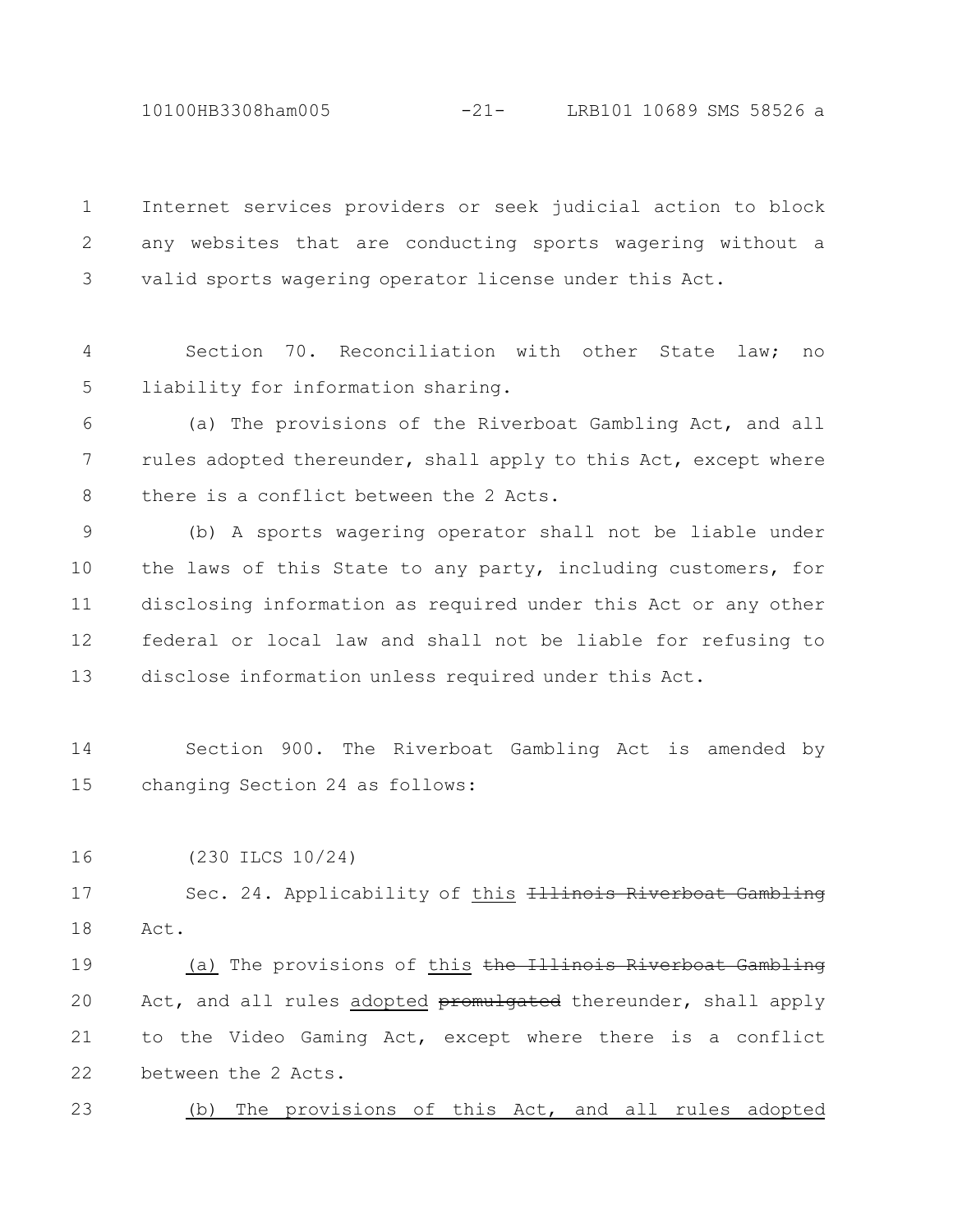Internet services providers or seek judicial action to block any websites that are conducting sports wagering without a valid sports wagering operator license under this Act.

Section 70. Reconciliation with other State law; no liability for information sharing.

(a) The provisions of the Riverboat Gambling Act, and all rules adopted thereunder, shall apply to this Act, except where there is a conflict between the 2 Acts.

(b) A sports wagering operator shall not be liable under the laws of this State to any party, including customers, for disclosing information as required under this Act or any other federal or local law and shall not be liable for refusing to disclose information unless required under this Act.

Section 900. The Riverboat Gambling Act is amended by changing Section 24 as follows:

(230 ILCS 10/24)

Sec. 24. Applicability of <u>this</u> ~~Illinois Riverboat Gambling~~ Act.

<u>(a)</u> The provisions of <u>this</u> ~~the Illinois Riverboat Gambling~~ Act, and all rules <u>adopted</u> ~~promulgated~~ thereunder, shall apply to the Video Gaming Act, except where there is a conflict between the 2 Acts.

<u>(b) The provisions of this Act, and all rules adopted</u>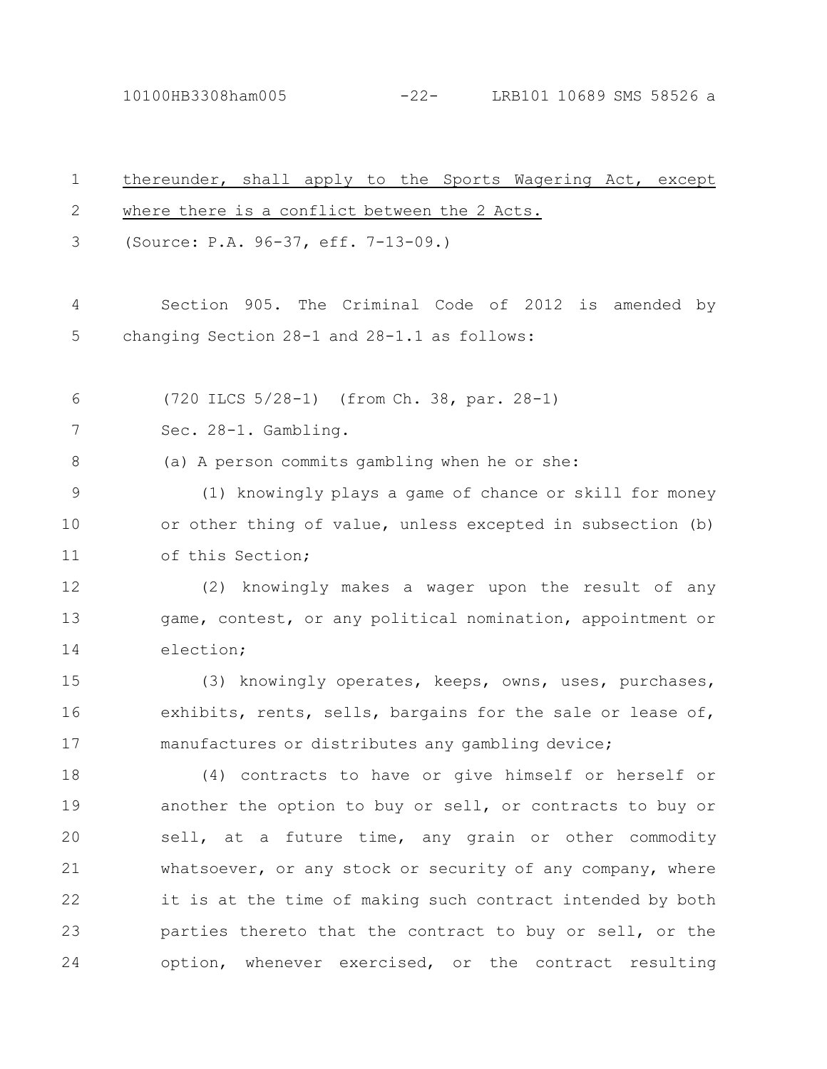thereunder, shall apply to the Sports Wagering Act, except where there is a conflict between the 2 Acts.

(Source: P.A. 96-37, eff. 7-13-09.)

Section 905. The Criminal Code of 2012 is amended by changing Section 28-1 and 28-1.1 as follows:

(720 ILCS 5/28-1) (from Ch. 38, par. 28-1)

Sec. 28-1. Gambling.

(a) A person commits gambling when he or she:

(1) knowingly plays a game of chance or skill for money or other thing of value, unless excepted in subsection (b) of this Section;

(2) knowingly makes a wager upon the result of any game, contest, or any political nomination, appointment or election;

(3) knowingly operates, keeps, owns, uses, purchases, exhibits, rents, sells, bargains for the sale or lease of, manufactures or distributes any gambling device;

(4) contracts to have or give himself or herself or another the option to buy or sell, or contracts to buy or sell, at a future time, any grain or other commodity whatsoever, or any stock or security of any company, where it is at the time of making such contract intended by both parties thereto that the contract to buy or sell, or the option, whenever exercised, or the contract resulting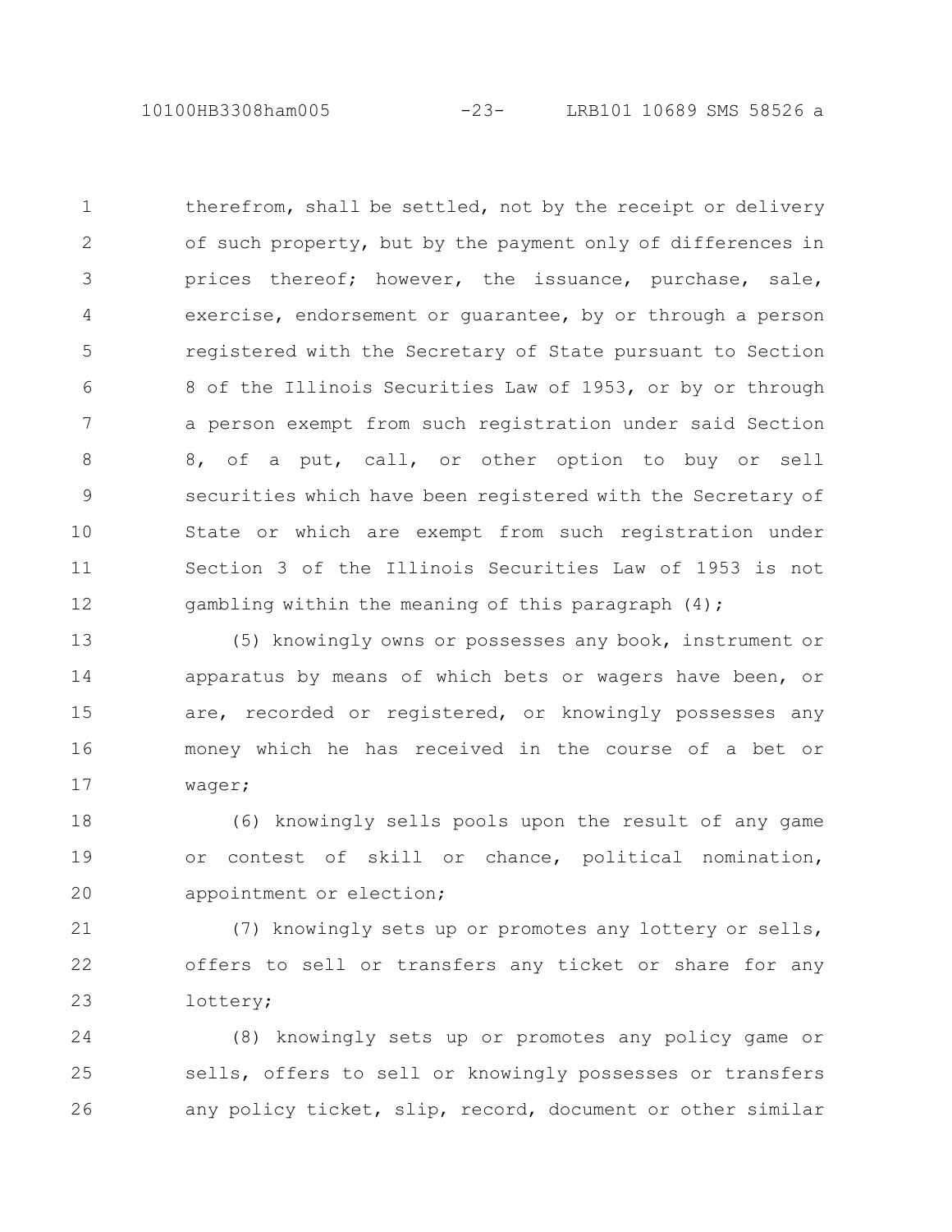therefrom, shall be settled, not by the receipt or delivery of such property, but by the payment only of differences in prices thereof; however, the issuance, purchase, sale, exercise, endorsement or guarantee, by or through a person registered with the Secretary of State pursuant to Section 8 of the Illinois Securities Law of 1953, or by or through a person exempt from such registration under said Section 8, of a put, call, or other option to buy or sell securities which have been registered with the Secretary of State or which are exempt from such registration under Section 3 of the Illinois Securities Law of 1953 is not gambling within the meaning of this paragraph (4);

(5) knowingly owns or possesses any book, instrument or apparatus by means of which bets or wagers have been, or are, recorded or registered, or knowingly possesses any money which he has received in the course of a bet or wager;

(6) knowingly sells pools upon the result of any game or contest of skill or chance, political nomination, appointment or election;

(7) knowingly sets up or promotes any lottery or sells, offers to sell or transfers any ticket or share for any lottery;

(8) knowingly sets up or promotes any policy game or sells, offers to sell or knowingly possesses or transfers any policy ticket, slip, record, document or other similar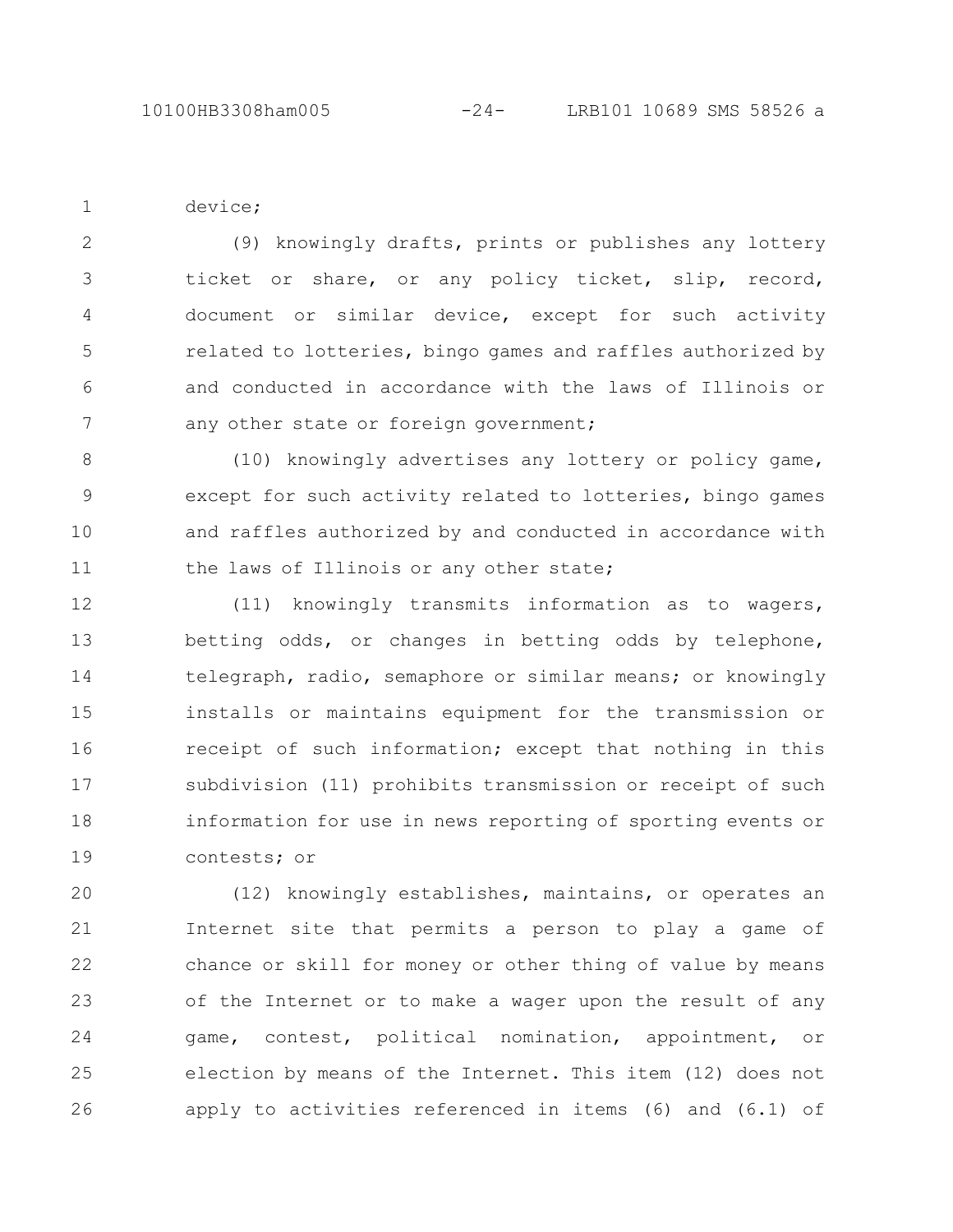device;

(9) knowingly drafts, prints or publishes any lottery ticket or share, or any policy ticket, slip, record, document or similar device, except for such activity related to lotteries, bingo games and raffles authorized by and conducted in accordance with the laws of Illinois or any other state or foreign government;

(10) knowingly advertises any lottery or policy game, except for such activity related to lotteries, bingo games and raffles authorized by and conducted in accordance with the laws of Illinois or any other state;

(11) knowingly transmits information as to wagers, betting odds, or changes in betting odds by telephone, telegraph, radio, semaphore or similar means; or knowingly installs or maintains equipment for the transmission or receipt of such information; except that nothing in this subdivision (11) prohibits transmission or receipt of such information for use in news reporting of sporting events or contests; or

(12) knowingly establishes, maintains, or operates an Internet site that permits a person to play a game of chance or skill for money or other thing of value by means of the Internet or to make a wager upon the result of any game, contest, political nomination, appointment, or election by means of the Internet. This item (12) does not apply to activities referenced in items (6) and (6.1) of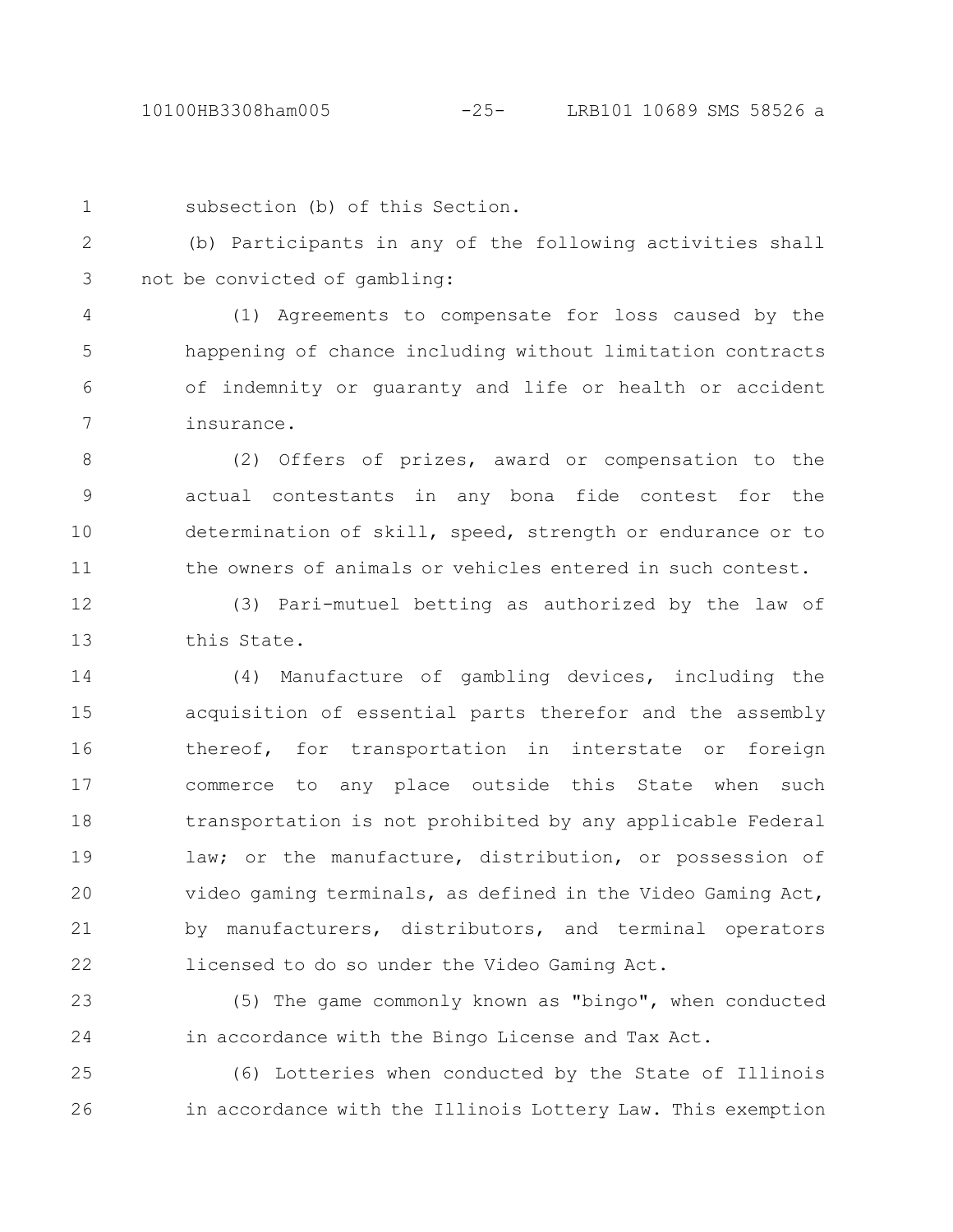subsection (b) of this Section.

(b) Participants in any of the following activities shall not be convicted of gambling:

(1) Agreements to compensate for loss caused by the happening of chance including without limitation contracts of indemnity or guaranty and life or health or accident insurance.

(2) Offers of prizes, award or compensation to the actual contestants in any bona fide contest for the determination of skill, speed, strength or endurance or to the owners of animals or vehicles entered in such contest.

(3) Pari-mutuel betting as authorized by the law of this State.

(4) Manufacture of gambling devices, including the acquisition of essential parts therefor and the assembly thereof, for transportation in interstate or foreign commerce to any place outside this State when such transportation is not prohibited by any applicable Federal law; or the manufacture, distribution, or possession of video gaming terminals, as defined in the Video Gaming Act, by manufacturers, distributors, and terminal operators licensed to do so under the Video Gaming Act.

(5) The game commonly known as "bingo", when conducted in accordance with the Bingo License and Tax Act.

(6) Lotteries when conducted by the State of Illinois in accordance with the Illinois Lottery Law. This exemption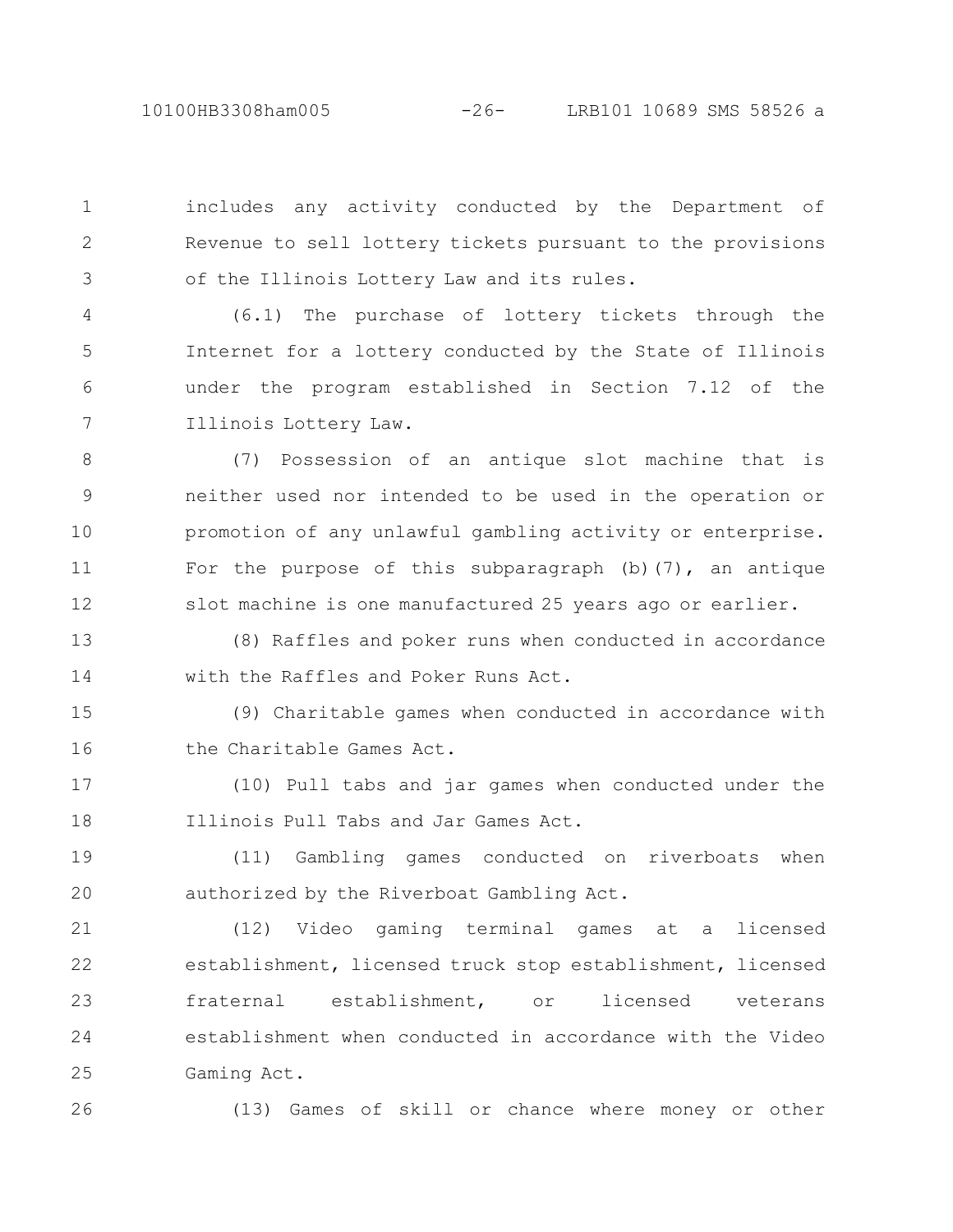includes any activity conducted by the Department of Revenue to sell lottery tickets pursuant to the provisions of the Illinois Lottery Law and its rules.

(6.1) The purchase of lottery tickets through the Internet for a lottery conducted by the State of Illinois under the program established in Section 7.12 of the Illinois Lottery Law.

(7) Possession of an antique slot machine that is neither used nor intended to be used in the operation or promotion of any unlawful gambling activity or enterprise. For the purpose of this subparagraph (b)(7), an antique slot machine is one manufactured 25 years ago or earlier.

(8) Raffles and poker runs when conducted in accordance with the Raffles and Poker Runs Act.

(9) Charitable games when conducted in accordance with the Charitable Games Act.

(10) Pull tabs and jar games when conducted under the Illinois Pull Tabs and Jar Games Act.

(11) Gambling games conducted on riverboats when authorized by the Riverboat Gambling Act.

(12) Video gaming terminal games at a licensed establishment, licensed truck stop establishment, licensed fraternal establishment, or licensed veterans establishment when conducted in accordance with the Video Gaming Act.

(13) Games of skill or chance where money or other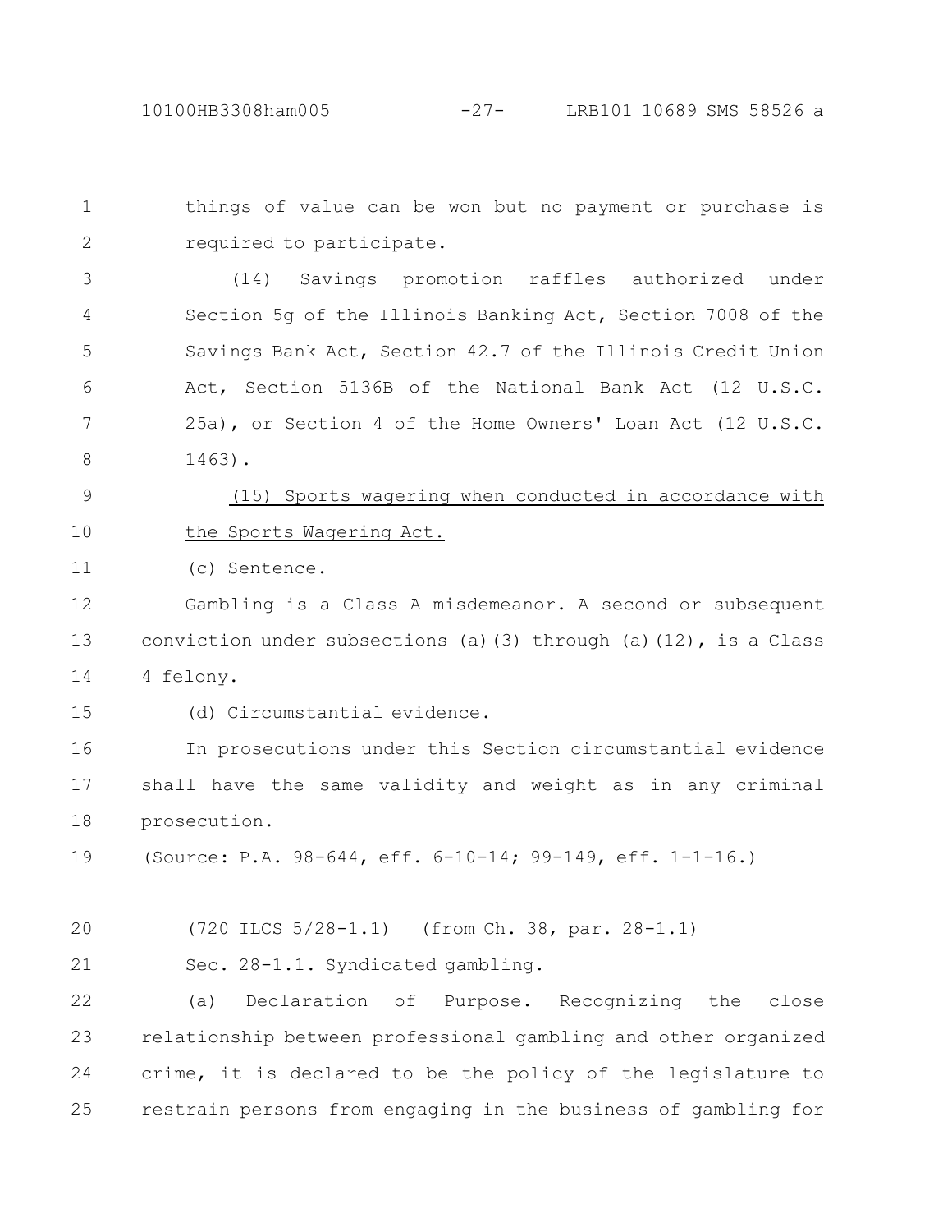things of value can be won but no payment or purchase is required to participate.

(14) Savings promotion raffles authorized under Section 5g of the Illinois Banking Act, Section 7008 of the Savings Bank Act, Section 42.7 of the Illinois Credit Union Act, Section 5136B of the National Bank Act (12 U.S.C. 25a), or Section 4 of the Home Owners' Loan Act (12 U.S.C. 1463).

<u>(15) Sports wagering when conducted in accordance with the Sports Wagering Act.</u>

(c) Sentence.

Gambling is a Class A misdemeanor. A second or subsequent conviction under subsections (a)(3) through (a)(12), is a Class 4 felony.

(d) Circumstantial evidence.

In prosecutions under this Section circumstantial evidence shall have the same validity and weight as in any criminal prosecution.

(Source: P.A. 98-644, eff. 6-10-14; 99-149, eff. 1-1-16.)

(720 ILCS 5/28-1.1) (from Ch. 38, par. 28-1.1)

Sec. 28-1.1. Syndicated gambling.

(a) Declaration of Purpose. Recognizing the close relationship between professional gambling and other organized crime, it is declared to be the policy of the legislature to restrain persons from engaging in the business of gambling for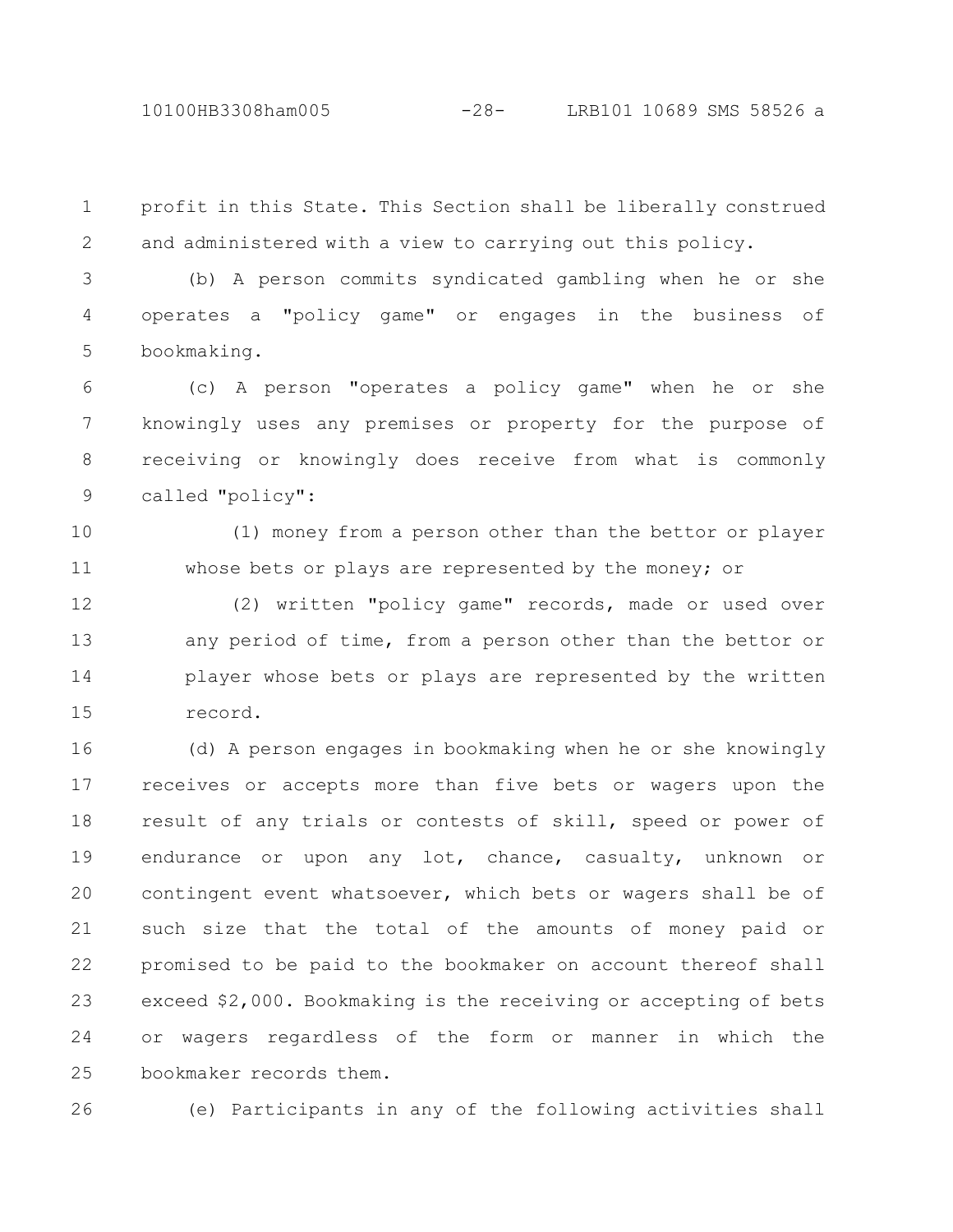profit in this State. This Section shall be liberally construed and administered with a view to carrying out this policy.

(b) A person commits syndicated gambling when he or she operates a "policy game" or engages in the business of bookmaking.

(c) A person "operates a policy game" when he or she knowingly uses any premises or property for the purpose of receiving or knowingly does receive from what is commonly called "policy":

(1) money from a person other than the bettor or player whose bets or plays are represented by the money; or

(2) written "policy game" records, made or used over any period of time, from a person other than the bettor or player whose bets or plays are represented by the written record.

(d) A person engages in bookmaking when he or she knowingly receives or accepts more than five bets or wagers upon the result of any trials or contests of skill, speed or power of endurance or upon any lot, chance, casualty, unknown or contingent event whatsoever, which bets or wagers shall be of such size that the total of the amounts of money paid or promised to be paid to the bookmaker on account thereof shall exceed $2,000. Bookmaking is the receiving or accepting of bets or wagers regardless of the form or manner in which the bookmaker records them.

(e) Participants in any of the following activities shall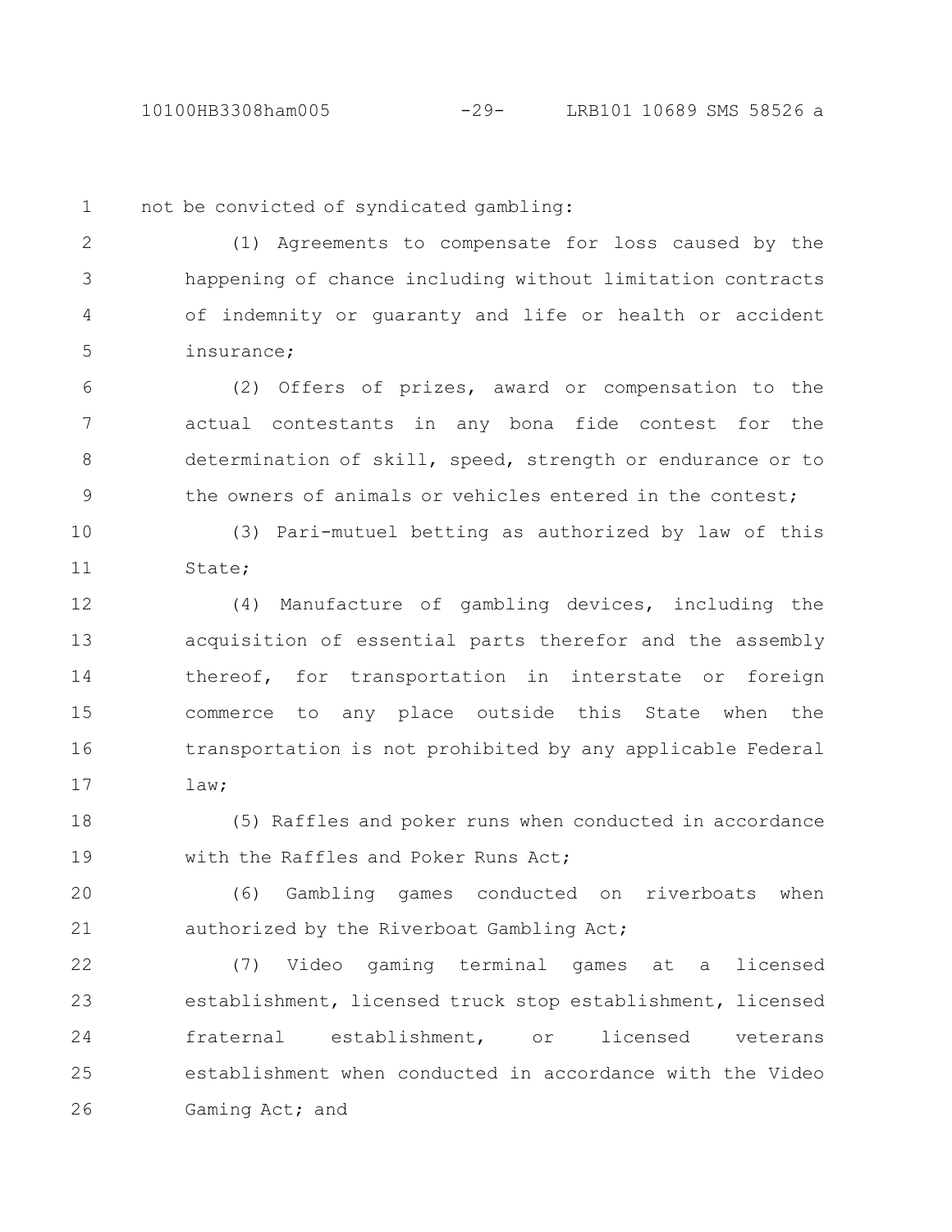not be convicted of syndicated gambling:

(1) Agreements to compensate for loss caused by the happening of chance including without limitation contracts of indemnity or guaranty and life or health or accident insurance;

(2) Offers of prizes, award or compensation to the actual contestants in any bona fide contest for the determination of skill, speed, strength or endurance or to the owners of animals or vehicles entered in the contest;

(3) Pari-mutuel betting as authorized by law of this State;

(4) Manufacture of gambling devices, including the acquisition of essential parts therefor and the assembly thereof, for transportation in interstate or foreign commerce to any place outside this State when the transportation is not prohibited by any applicable Federal law;

(5) Raffles and poker runs when conducted in accordance with the Raffles and Poker Runs Act;

(6) Gambling games conducted on riverboats when authorized by the Riverboat Gambling Act;

(7) Video gaming terminal games at a licensed establishment, licensed truck stop establishment, licensed fraternal establishment, or licensed veterans establishment when conducted in accordance with the Video Gaming Act; and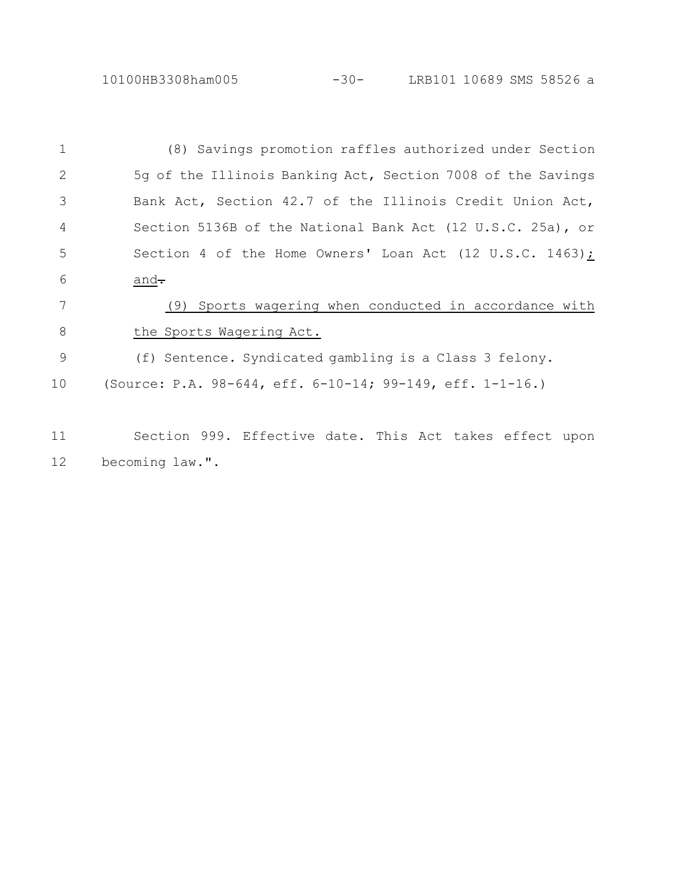(8) Savings promotion raffles authorized under Section 5g of the Illinois Banking Act, Section 7008 of the Savings Bank Act, Section 42.7 of the Illinois Credit Union Act, Section 5136B of the National Bank Act (12 U.S.C. 25a), or Section 4 of the Home Owners' Loan Act (12 U.S.C. 1463); and.

(9) Sports wagering when conducted in accordance with the Sports Wagering Act.

(f) Sentence. Syndicated gambling is a Class 3 felony.

(Source: P.A. 98-644, eff. 6-10-14; 99-149, eff. 1-1-16.)

Section 999. Effective date. This Act takes effect upon becoming law.".